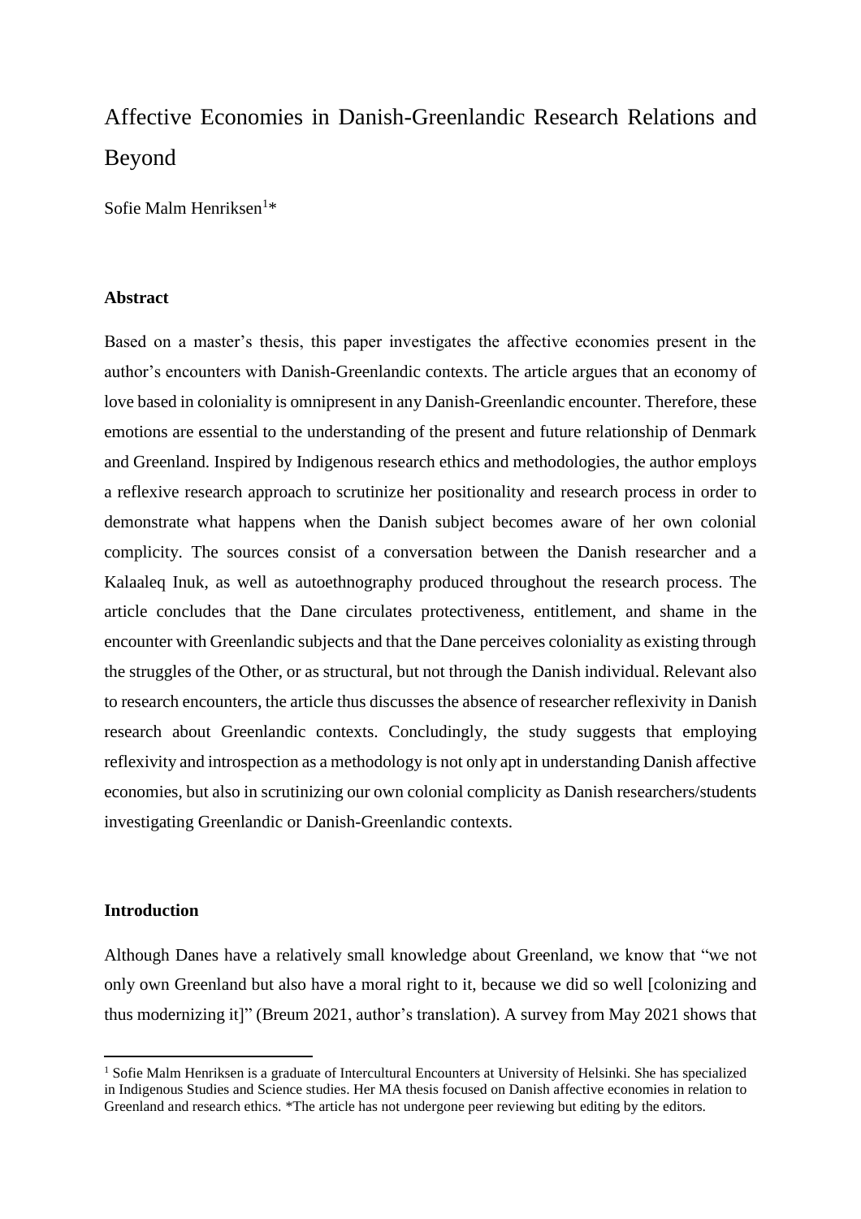# Affective Economies in Danish-Greenlandic Research Relations and Beyond

Sofie Malm Henriksen[1]*

**Abstract**

Based on a master's thesis, this paper investigates the affective economies present in the author's encounters with Danish-Greenlandic contexts. The article argues that an economy of love based in coloniality is omnipresent in any Danish-Greenlandic encounter. Therefore, these emotions are essential to the understanding of the present and future relationship of Denmark and Greenland. Inspired by Indigenous research ethics and methodologies, the author employs a reflexive research approach to scrutinize her positionality and research process in order to demonstrate what happens when the Danish subject becomes aware of her own colonial complicity. The sources consist of a conversation between the Danish researcher and a Kalaaleq Inuk, as well as autoethnography produced throughout the research process. The article concludes that the Dane circulates protectiveness, entitlement, and shame in the encounter with Greenlandic subjects and that the Dane perceives coloniality as existing through the struggles of the Other, or as structural, but not through the Danish individual. Relevant also to research encounters, the article thus discusses the absence of researcher reflexivity in Danish research about Greenlandic contexts. Concludingly, the study suggests that employing reflexivity and introspection as a methodology is not only apt in understanding Danish affective economies, but also in scrutinizing our own colonial complicity as Danish researchers/students investigating Greenlandic or Danish-Greenlandic contexts.

**Introduction**

Although Danes have a relatively small knowledge about Greenland, we know that "we not only own Greenland but also have a moral right to it, because we did so well [colonizing and thus modernizing it]" (Breum 2021, author's translation). A survey from May 2021 shows that

[1] Sofie Malm Henriksen is a graduate of Intercultural Encounters at University of Helsinki. She has specialized in Indigenous Studies and Science studies. Her MA thesis focused on Danish affective economies in relation to Greenland and research ethics. *The article has not undergone peer reviewing but editing by the editors.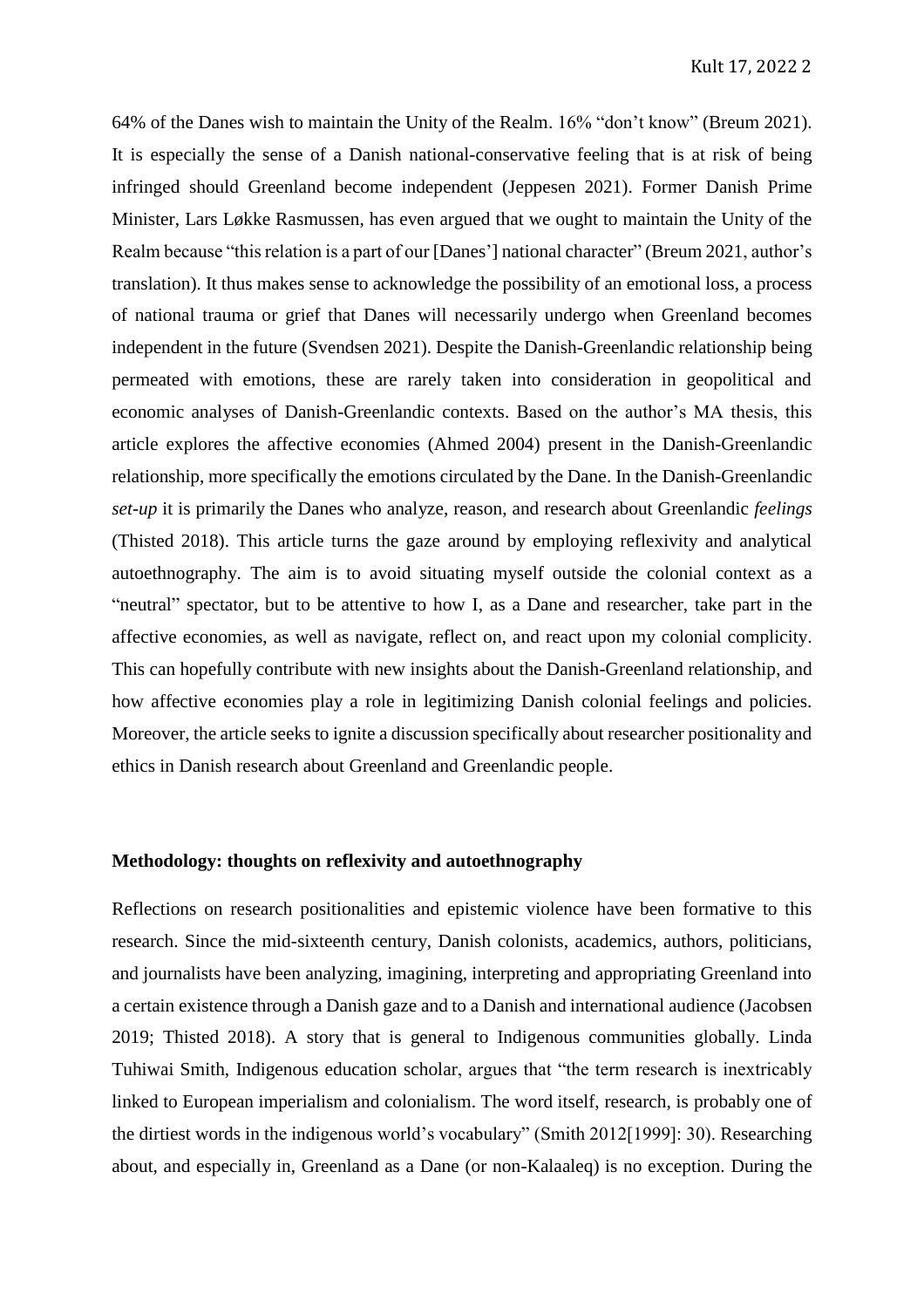64% of the Danes wish to maintain the Unity of the Realm. 16% "don't know" (Breum 2021). It is especially the sense of a Danish national-conservative feeling that is at risk of being infringed should Greenland become independent (Jeppesen 2021). Former Danish Prime Minister, Lars Løkke Rasmussen, has even argued that we ought to maintain the Unity of the Realm because "this relation is a part of our [Danes'] national character" (Breum 2021, author's translation). It thus makes sense to acknowledge the possibility of an emotional loss, a process of national trauma or grief that Danes will necessarily undergo when Greenland becomes independent in the future (Svendsen 2021). Despite the Danish-Greenlandic relationship being permeated with emotions, these are rarely taken into consideration in geopolitical and economic analyses of Danish-Greenlandic contexts. Based on the author's MA thesis, this article explores the affective economies (Ahmed 2004) present in the Danish-Greenlandic relationship, more specifically the emotions circulated by the Dane. In the Danish-Greenlandic *set-up* it is primarily the Danes who analyze, reason, and research about Greenlandic *feelings* (Thisted 2018). This article turns the gaze around by employing reflexivity and analytical autoethnography. The aim is to avoid situating myself outside the colonial context as a "neutral" spectator, but to be attentive to how I, as a Dane and researcher, take part in the affective economies, as well as navigate, reflect on, and react upon my colonial complicity. This can hopefully contribute with new insights about the Danish-Greenland relationship, and how affective economies play a role in legitimizing Danish colonial feelings and policies. Moreover, the article seeks to ignite a discussion specifically about researcher positionality and ethics in Danish research about Greenland and Greenlandic people.

**Methodology: thoughts on reflexivity and autoethnography**

Reflections on research positionalities and epistemic violence have been formative to this research. Since the mid-sixteenth century, Danish colonists, academics, authors, politicians, and journalists have been analyzing, imagining, interpreting and appropriating Greenland into a certain existence through a Danish gaze and to a Danish and international audience (Jacobsen 2019; Thisted 2018). A story that is general to Indigenous communities globally. Linda Tuhiwai Smith, Indigenous education scholar, argues that "the term research is inextricably linked to European imperialism and colonialism. The word itself, research, is probably one of the dirtiest words in the indigenous world's vocabulary" (Smith 2012[1999]: 30). Researching about, and especially in, Greenland as a Dane (or non-Kalaaleq) is no exception. During the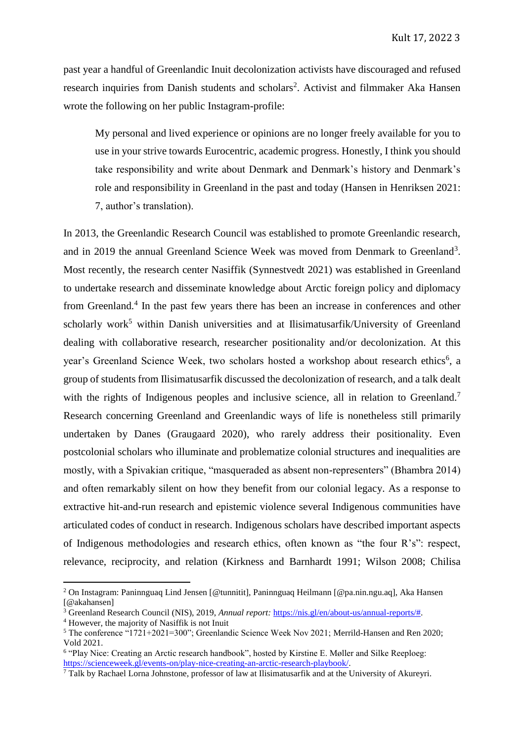past year a handful of Greenlandic Inuit decolonization activists have discouraged and refused research inquiries from Danish students and scholars[2]. Activist and filmmaker Aka Hansen wrote the following on her public Instagram-profile:

> My personal and lived experience or opinions are no longer freely available for you to use in your strive towards Eurocentric, academic progress. Honestly, I think you should take responsibility and write about Denmark and Denmark's history and Denmark's role and responsibility in Greenland in the past and today (Hansen in Henriksen 2021: 7, author's translation).

In 2013, the Greenlandic Research Council was established to promote Greenlandic research, and in 2019 the annual Greenland Science Week was moved from Denmark to Greenland[3]. Most recently, the research center Nasiffik (Synnestvedt 2021) was established in Greenland to undertake research and disseminate knowledge about Arctic foreign policy and diplomacy from Greenland.[4] In the past few years there has been an increase in conferences and other scholarly work[5] within Danish universities and at Ilisimatusarfik/University of Greenland dealing with collaborative research, researcher positionality and/or decolonization. At this year's Greenland Science Week, two scholars hosted a workshop about research ethics[6], a group of students from Ilisimatusarfik discussed the decolonization of research, and a talk dealt with the rights of Indigenous peoples and inclusive science, all in relation to Greenland.[7] Research concerning Greenland and Greenlandic ways of life is nonetheless still primarily undertaken by Danes (Graugaard 2020), who rarely address their positionality. Even postcolonial scholars who illuminate and problematize colonial structures and inequalities are mostly, with a Spivakian critique, "masqueraded as absent non-representers" (Bhambra 2014) and often remarkably silent on how they benefit from our colonial legacy. As a response to extractive hit-and-run research and epistemic violence several Indigenous communities have articulated codes of conduct in research. Indigenous scholars have described important aspects of Indigenous methodologies and research ethics, often known as "the four R's": respect, relevance, reciprocity, and relation (Kirkness and Barnhardt 1991; Wilson 2008; Chilisa

---

[2] On Instagram: Paninnguaq Lind Jensen [@tunnitit], Paninnguaq Heilmann [@pa.nin.ngu.aq], Aka Hansen [@akahansen]

[3] Greenland Research Council (NIS), 2019, *Annual report:* https://nis.gl/en/about-us/annual-reports/#.

[4] However, the majority of Nasiffik is not Inuit

[5] The conference "1721+2021=300"; Greenlandic Science Week Nov 2021; Merrild-Hansen and Ren 2020; Vold 2021.

[6] "Play Nice: Creating an Arctic research handbook", hosted by Kirstine E. Møller and Silke Reeploeg: https://scienceweek.gl/events-on/play-nice-creating-an-arctic-research-playbook/.

[7] Talk by Rachael Lorna Johnstone, professor of law at Ilisimatusarfik and at the University of Akureyri.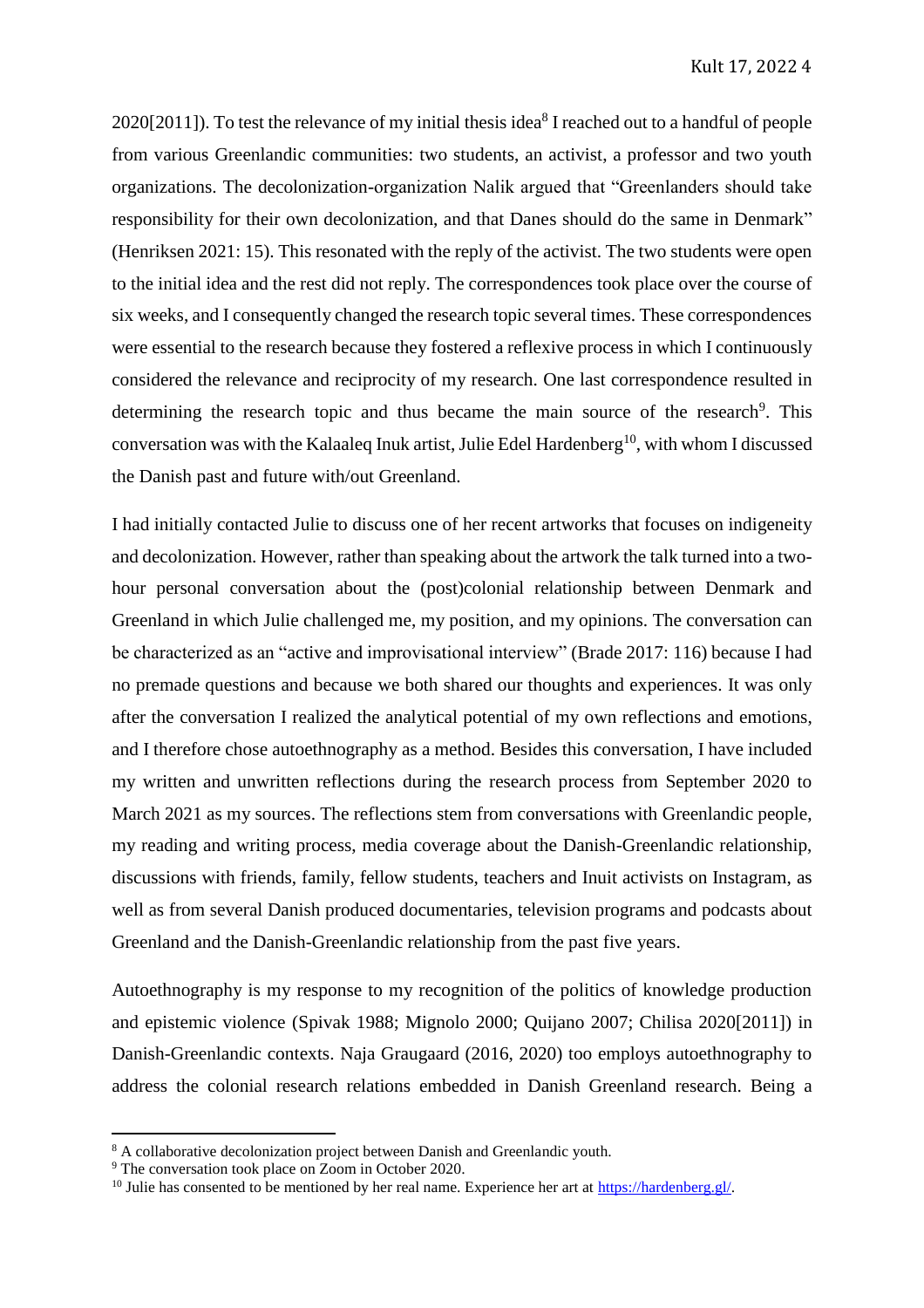2020[2011]). To test the relevance of my initial thesis idea[8] I reached out to a handful of people from various Greenlandic communities: two students, an activist, a professor and two youth organizations. The decolonization-organization Nalik argued that "Greenlanders should take responsibility for their own decolonization, and that Danes should do the same in Denmark" (Henriksen 2021: 15). This resonated with the reply of the activist. The two students were open to the initial idea and the rest did not reply. The correspondences took place over the course of six weeks, and I consequently changed the research topic several times. These correspondences were essential to the research because they fostered a reflexive process in which I continuously considered the relevance and reciprocity of my research. One last correspondence resulted in determining the research topic and thus became the main source of the research[9]. This conversation was with the Kalaaleq Inuk artist, Julie Edel Hardenberg[10], with whom I discussed the Danish past and future with/out Greenland.

I had initially contacted Julie to discuss one of her recent artworks that focuses on indigeneity and decolonization. However, rather than speaking about the artwork the talk turned into a two-hour personal conversation about the (post)colonial relationship between Denmark and Greenland in which Julie challenged me, my position, and my opinions. The conversation can be characterized as an "active and improvisational interview" (Brade 2017: 116) because I had no premade questions and because we both shared our thoughts and experiences. It was only after the conversation I realized the analytical potential of my own reflections and emotions, and I therefore chose autoethnography as a method. Besides this conversation, I have included my written and unwritten reflections during the research process from September 2020 to March 2021 as my sources. The reflections stem from conversations with Greenlandic people, my reading and writing process, media coverage about the Danish-Greenlandic relationship, discussions with friends, family, fellow students, teachers and Inuit activists on Instagram, as well as from several Danish produced documentaries, television programs and podcasts about Greenland and the Danish-Greenlandic relationship from the past five years.

Autoethnography is my response to my recognition of the politics of knowledge production and epistemic violence (Spivak 1988; Mignolo 2000; Quijano 2007; Chilisa 2020[2011]) in Danish-Greenlandic contexts. Naja Graugaard (2016, 2020) too employs autoethnography to address the colonial research relations embedded in Danish Greenland research. Being a

---

[8] A collaborative decolonization project between Danish and Greenlandic youth.

[9] The conversation took place on Zoom in October 2020.

[10] Julie has consented to be mentioned by her real name. Experience her art at [https://hardenberg.gl/](https://hardenberg.gl/).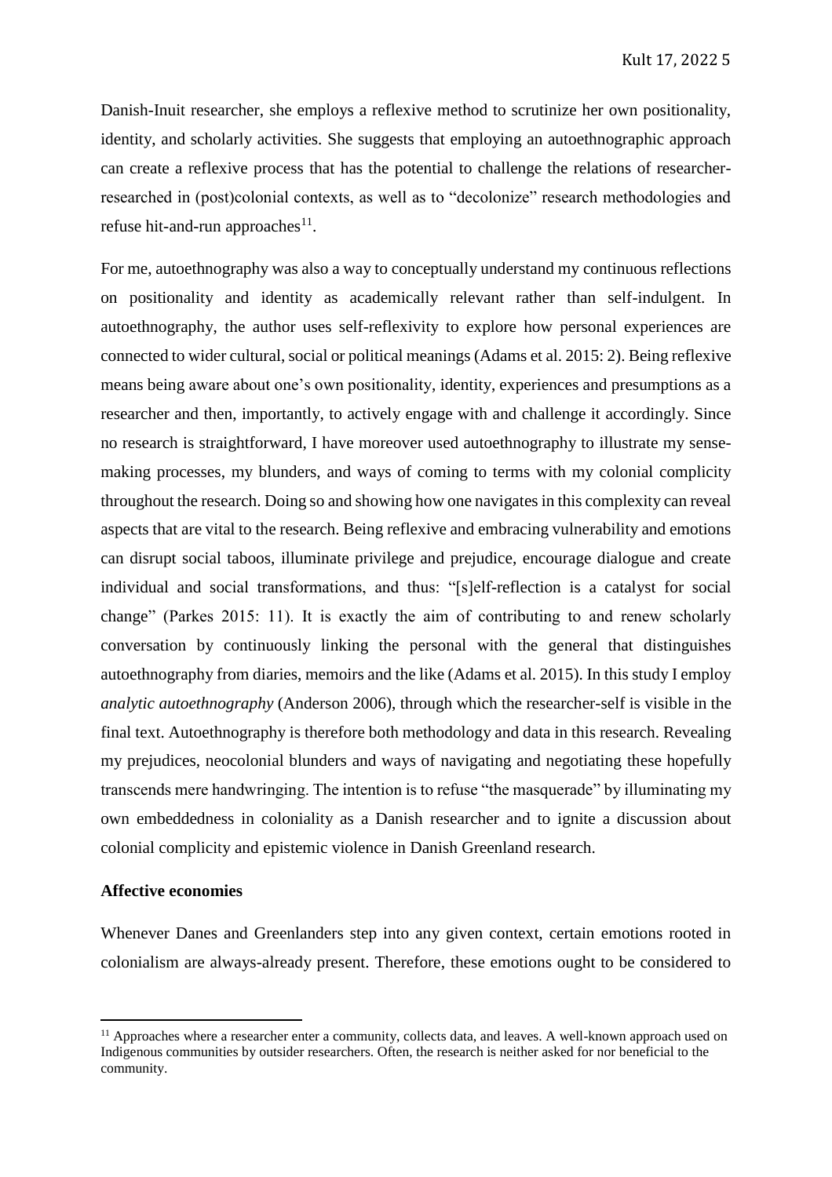Danish-Inuit researcher, she employs a reflexive method to scrutinize her own positionality, identity, and scholarly activities. She suggests that employing an autoethnographic approach can create a reflexive process that has the potential to challenge the relations of researcher-researched in (post)colonial contexts, as well as to "decolonize" research methodologies and refuse hit-and-run approaches[11].

For me, autoethnography was also a way to conceptually understand my continuous reflections on positionality and identity as academically relevant rather than self-indulgent. In autoethnography, the author uses self-reflexivity to explore how personal experiences are connected to wider cultural, social or political meanings (Adams et al. 2015: 2). Being reflexive means being aware about one's own positionality, identity, experiences and presumptions as a researcher and then, importantly, to actively engage with and challenge it accordingly. Since no research is straightforward, I have moreover used autoethnography to illustrate my sense-making processes, my blunders, and ways of coming to terms with my colonial complicity throughout the research. Doing so and showing how one navigates in this complexity can reveal aspects that are vital to the research. Being reflexive and embracing vulnerability and emotions can disrupt social taboos, illuminate privilege and prejudice, encourage dialogue and create individual and social transformations, and thus: "[s]elf-reflection is a catalyst for social change" (Parkes 2015: 11). It is exactly the aim of contributing to and renew scholarly conversation by continuously linking the personal with the general that distinguishes autoethnography from diaries, memoirs and the like (Adams et al. 2015). In this study I employ *analytic autoethnography* (Anderson 2006), through which the researcher-self is visible in the final text. Autoethnography is therefore both methodology and data in this research. Revealing my prejudices, neocolonial blunders and ways of navigating and negotiating these hopefully transcends mere handwringing. The intention is to refuse "the masquerade" by illuminating my own embeddedness in coloniality as a Danish researcher and to ignite a discussion about colonial complicity and epistemic violence in Danish Greenland research.

**Affective economies**

Whenever Danes and Greenlanders step into any given context, certain emotions rooted in colonialism are always-already present. Therefore, these emotions ought to be considered to

[11] Approaches where a researcher enter a community, collects data, and leaves. A well-known approach used on Indigenous communities by outsider researchers. Often, the research is neither asked for nor beneficial to the community.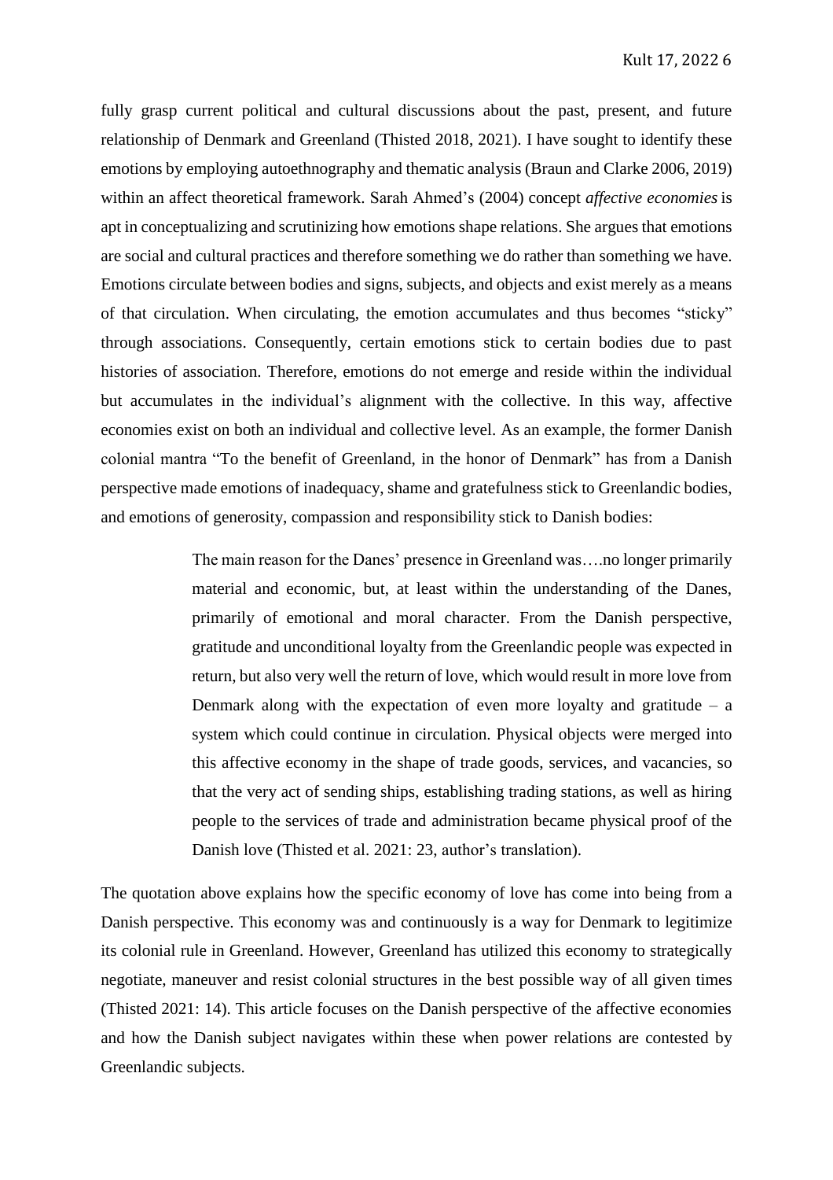fully grasp current political and cultural discussions about the past, present, and future relationship of Denmark and Greenland (Thisted 2018, 2021). I have sought to identify these emotions by employing autoethnography and thematic analysis (Braun and Clarke 2006, 2019) within an affect theoretical framework. Sarah Ahmed's (2004) concept *affective economies* is apt in conceptualizing and scrutinizing how emotions shape relations. She argues that emotions are social and cultural practices and therefore something we do rather than something we have. Emotions circulate between bodies and signs, subjects, and objects and exist merely as a means of that circulation. When circulating, the emotion accumulates and thus becomes "sticky" through associations. Consequently, certain emotions stick to certain bodies due to past histories of association. Therefore, emotions do not emerge and reside within the individual but accumulates in the individual's alignment with the collective. In this way, affective economies exist on both an individual and collective level. As an example, the former Danish colonial mantra "To the benefit of Greenland, in the honor of Denmark" has from a Danish perspective made emotions of inadequacy, shame and gratefulness stick to Greenlandic bodies, and emotions of generosity, compassion and responsibility stick to Danish bodies:

> The main reason for the Danes' presence in Greenland was….no longer primarily material and economic, but, at least within the understanding of the Danes, primarily of emotional and moral character. From the Danish perspective, gratitude and unconditional loyalty from the Greenlandic people was expected in return, but also very well the return of love, which would result in more love from Denmark along with the expectation of even more loyalty and gratitude – a system which could continue in circulation. Physical objects were merged into this affective economy in the shape of trade goods, services, and vacancies, so that the very act of sending ships, establishing trading stations, as well as hiring people to the services of trade and administration became physical proof of the Danish love (Thisted et al. 2021: 23, author's translation).

The quotation above explains how the specific economy of love has come into being from a Danish perspective. This economy was and continuously is a way for Denmark to legitimize its colonial rule in Greenland. However, Greenland has utilized this economy to strategically negotiate, maneuver and resist colonial structures in the best possible way of all given times (Thisted 2021: 14). This article focuses on the Danish perspective of the affective economies and how the Danish subject navigates within these when power relations are contested by Greenlandic subjects.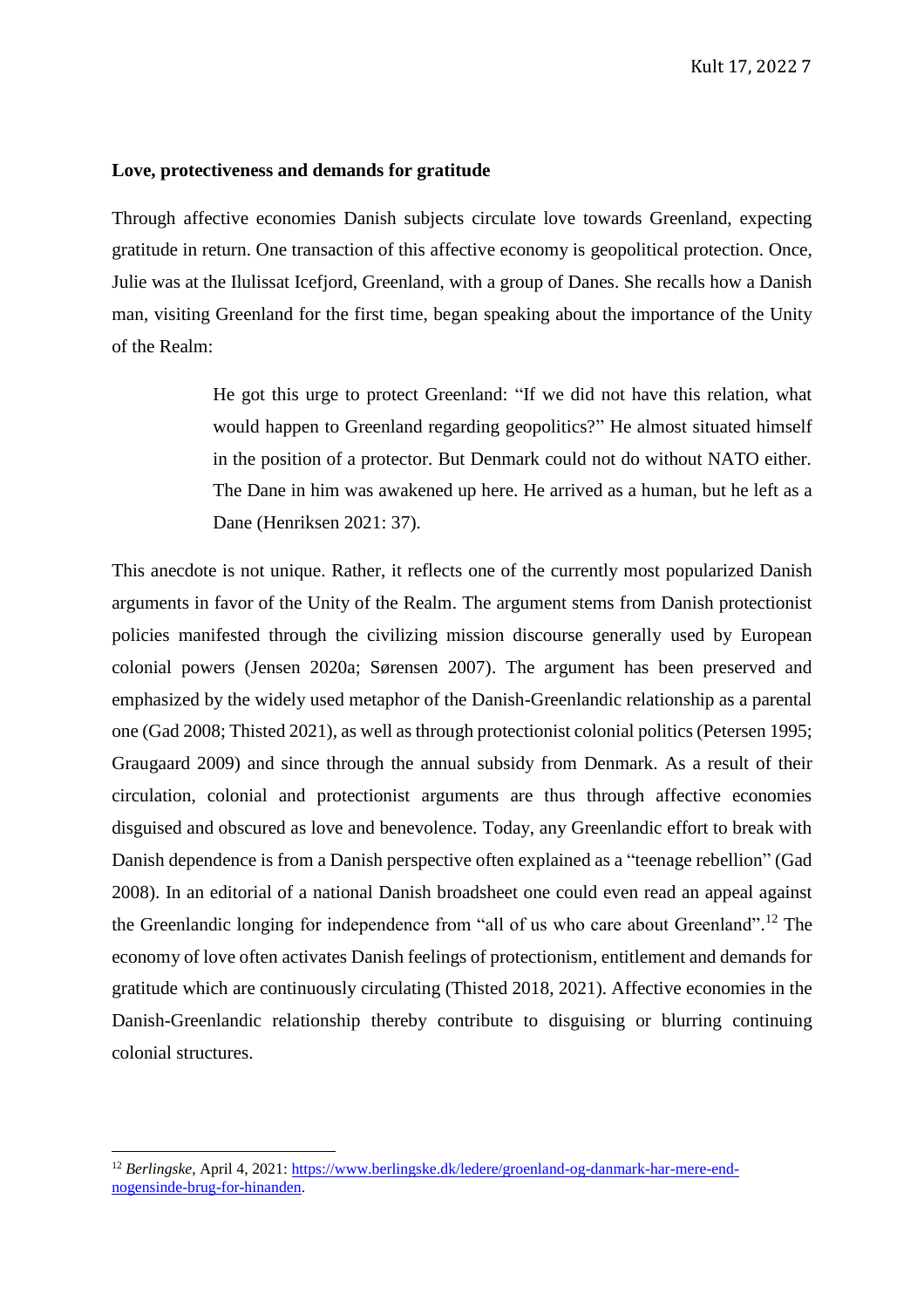**Love, protectiveness and demands for gratitude**

Through affective economies Danish subjects circulate love towards Greenland, expecting gratitude in return. One transaction of this affective economy is geopolitical protection. Once, Julie was at the Ilulissat Icefjord, Greenland, with a group of Danes. She recalls how a Danish man, visiting Greenland for the first time, began speaking about the importance of the Unity of the Realm:

> He got this urge to protect Greenland: "If we did not have this relation, what would happen to Greenland regarding geopolitics?" He almost situated himself in the position of a protector. But Denmark could not do without NATO either. The Dane in him was awakened up here. He arrived as a human, but he left as a Dane (Henriksen 2021: 37).

This anecdote is not unique. Rather, it reflects one of the currently most popularized Danish arguments in favor of the Unity of the Realm. The argument stems from Danish protectionist policies manifested through the civilizing mission discourse generally used by European colonial powers (Jensen 2020a; Sørensen 2007). The argument has been preserved and emphasized by the widely used metaphor of the Danish-Greenlandic relationship as a parental one (Gad 2008; Thisted 2021), as well as through protectionist colonial politics (Petersen 1995; Graugaard 2009) and since through the annual subsidy from Denmark. As a result of their circulation, colonial and protectionist arguments are thus through affective economies disguised and obscured as love and benevolence. Today, any Greenlandic effort to break with Danish dependence is from a Danish perspective often explained as a "teenage rebellion" (Gad 2008). In an editorial of a national Danish broadsheet one could even read an appeal against the Greenlandic longing for independence from "all of us who care about Greenland".[12] The economy of love often activates Danish feelings of protectionism, entitlement and demands for gratitude which are continuously circulating (Thisted 2018, 2021). Affective economies in the Danish-Greenlandic relationship thereby contribute to disguising or blurring continuing colonial structures.

---

[12] *Berlingske*, April 4, 2021: https://www.berlingske.dk/ledere/groenland-og-danmark-har-mere-end-nogensinde-brug-for-hinanden.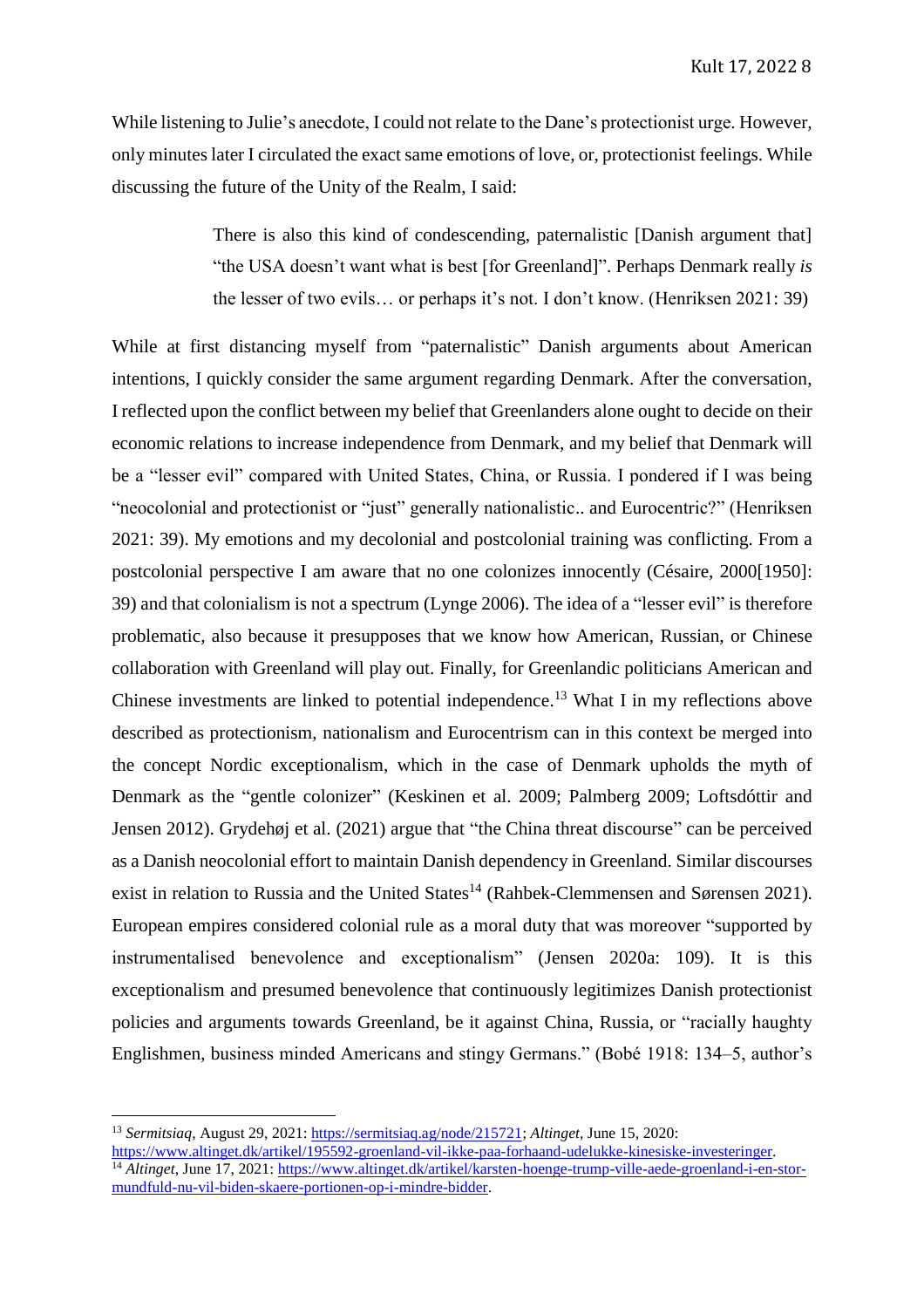While listening to Julie's anecdote, I could not relate to the Dane's protectionist urge. However, only minutes later I circulated the exact same emotions of love, or, protectionist feelings. While discussing the future of the Unity of the Realm, I said:

> There is also this kind of condescending, paternalistic [Danish argument that] "the USA doesn't want what is best [for Greenland]". Perhaps Denmark really *is* the lesser of two evils… or perhaps it's not. I don't know. (Henriksen 2021: 39)

While at first distancing myself from "paternalistic" Danish arguments about American intentions, I quickly consider the same argument regarding Denmark. After the conversation, I reflected upon the conflict between my belief that Greenlanders alone ought to decide on their economic relations to increase independence from Denmark, and my belief that Denmark will be a "lesser evil" compared with United States, China, or Russia. I pondered if I was being "neocolonial and protectionist or "just" generally nationalistic.. and Eurocentric?" (Henriksen 2021: 39). My emotions and my decolonial and postcolonial training was conflicting. From a postcolonial perspective I am aware that no one colonizes innocently (Césaire, 2000[1950]: 39) and that colonialism is not a spectrum (Lynge 2006). The idea of a "lesser evil" is therefore problematic, also because it presupposes that we know how American, Russian, or Chinese collaboration with Greenland will play out. Finally, for Greenlandic politicians American and Chinese investments are linked to potential independence.[13] What I in my reflections above described as protectionism, nationalism and Eurocentrism can in this context be merged into the concept Nordic exceptionalism, which in the case of Denmark upholds the myth of Denmark as the "gentle colonizer" (Keskinen et al. 2009; Palmberg 2009; Loftsdóttir and Jensen 2012). Grydehøj et al. (2021) argue that "the China threat discourse" can be perceived as a Danish neocolonial effort to maintain Danish dependency in Greenland. Similar discourses exist in relation to Russia and the United States[14] (Rahbek-Clemmensen and Sørensen 2021). European empires considered colonial rule as a moral duty that was moreover "supported by instrumentalised benevolence and exceptionalism" (Jensen 2020a: 109). It is this exceptionalism and presumed benevolence that continuously legitimizes Danish protectionist policies and arguments towards Greenland, be it against China, Russia, or "racially haughty Englishmen, business minded Americans and stingy Germans." (Bobé 1918: 134–5, author's

---

[13] *Sermitsiaq*, August 29, 2021: https://sermitsiaq.ag/node/215721; *Altinget*, June 15, 2020: https://www.altinget.dk/artikel/195592-groenland-vil-ikke-paa-forhaand-udelukke-kinesiske-investeringer.

[14] *Altinget*, June 17, 2021: https://www.altinget.dk/artikel/karsten-hoenge-trump-ville-aede-groenland-i-en-stor-mundfuld-nu-vil-biden-skaere-portionen-op-i-mindre-bidder.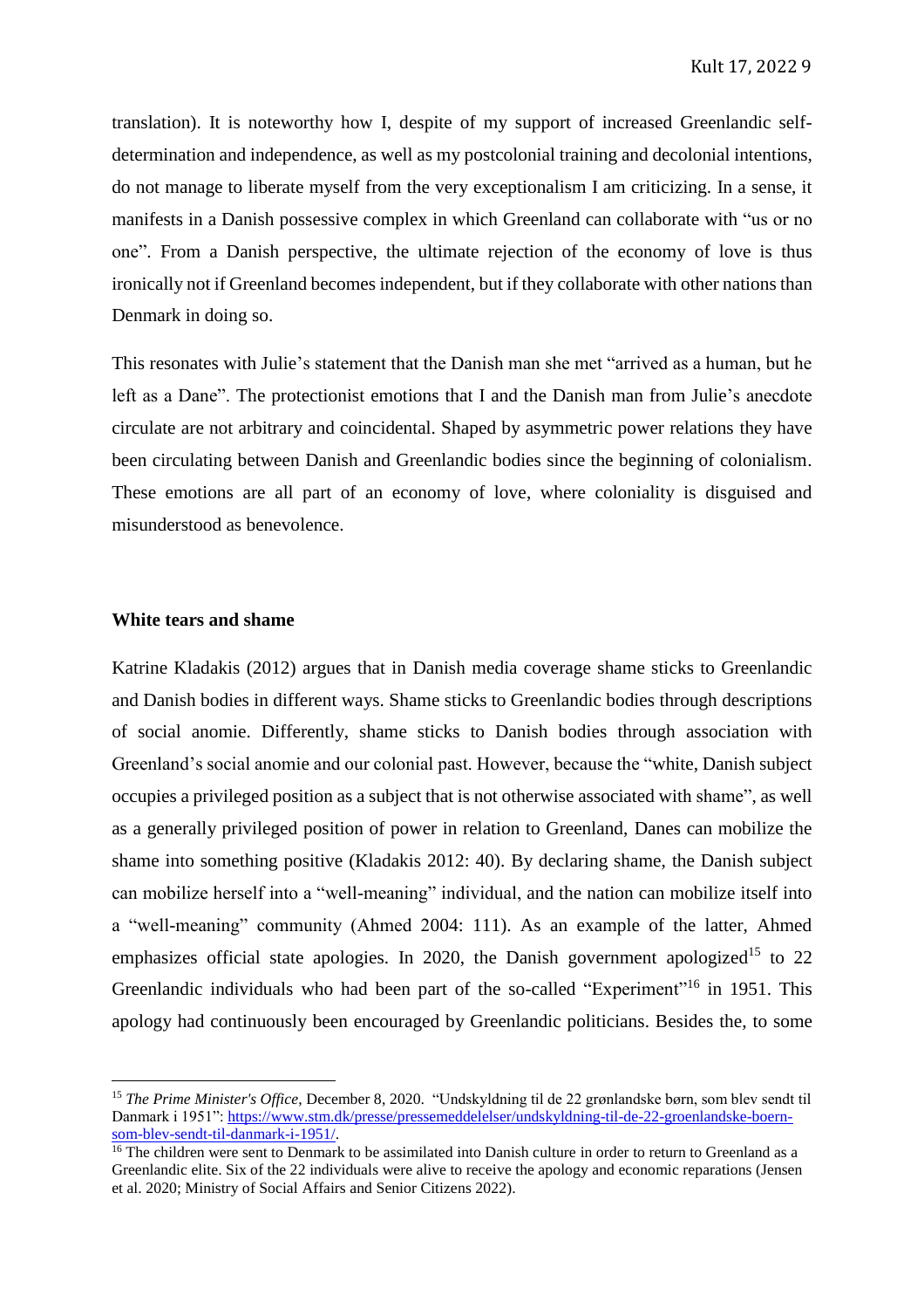translation). It is noteworthy how I, despite of my support of increased Greenlandic self-determination and independence, as well as my postcolonial training and decolonial intentions, do not manage to liberate myself from the very exceptionalism I am criticizing. In a sense, it manifests in a Danish possessive complex in which Greenland can collaborate with "us or no one". From a Danish perspective, the ultimate rejection of the economy of love is thus ironically not if Greenland becomes independent, but if they collaborate with other nations than Denmark in doing so.

This resonates with Julie's statement that the Danish man she met "arrived as a human, but he left as a Dane". The protectionist emotions that I and the Danish man from Julie's anecdote circulate are not arbitrary and coincidental. Shaped by asymmetric power relations they have been circulating between Danish and Greenlandic bodies since the beginning of colonialism. These emotions are all part of an economy of love, where coloniality is disguised and misunderstood as benevolence.

## White tears and shame

Katrine Kladakis (2012) argues that in Danish media coverage shame sticks to Greenlandic and Danish bodies in different ways. Shame sticks to Greenlandic bodies through descriptions of social anomie. Differently, shame sticks to Danish bodies through association with Greenland's social anomie and our colonial past. However, because the "white, Danish subject occupies a privileged position as a subject that is not otherwise associated with shame", as well as a generally privileged position of power in relation to Greenland, Danes can mobilize the shame into something positive (Kladakis 2012: 40). By declaring shame, the Danish subject can mobilize herself into a "well-meaning" individual, and the nation can mobilize itself into a "well-meaning" community (Ahmed 2004: 111). As an example of the latter, Ahmed emphasizes official state apologies. In 2020, the Danish government apologized[15] to 22 Greenlandic individuals who had been part of the so-called "Experiment"[16] in 1951. This apology had continuously been encouraged by Greenlandic politicians. Besides the, to some

---

[15] *The Prime Minister's Office*, December 8, 2020. "Undskyldning til de 22 grønlandske børn, som blev sendt til Danmark i 1951": https://www.stm.dk/presse/pressemeddelelser/undskyldning-til-de-22-groenlandske-boern-som-blev-sendt-til-danmark-i-1951/.

[16] The children were sent to Denmark to be assimilated into Danish culture in order to return to Greenland as a Greenlandic elite. Six of the 22 individuals were alive to receive the apology and economic reparations (Jensen et al. 2020; Ministry of Social Affairs and Senior Citizens 2022).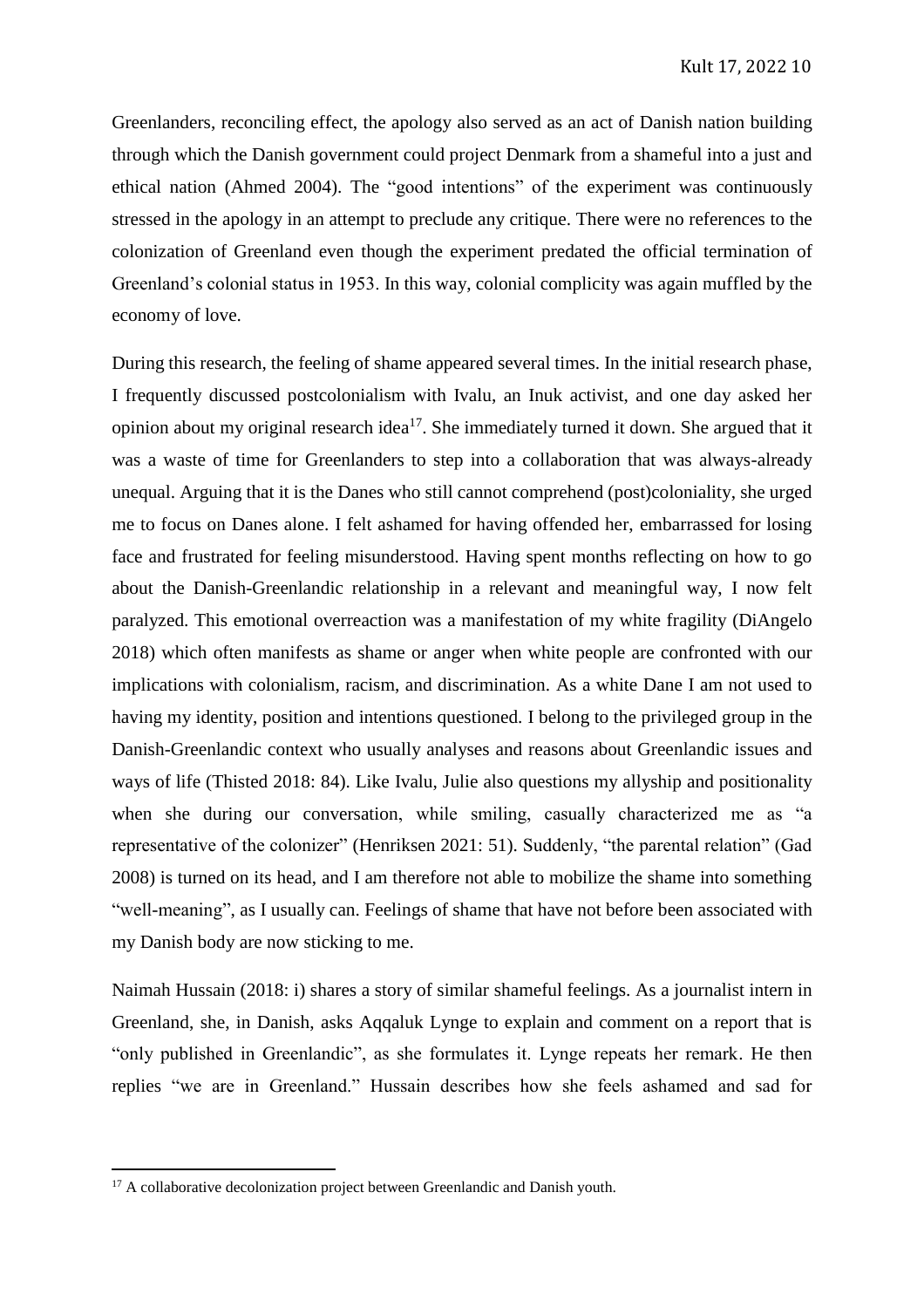Greenlanders, reconciling effect, the apology also served as an act of Danish nation building through which the Danish government could project Denmark from a shameful into a just and ethical nation (Ahmed 2004). The "good intentions" of the experiment was continuously stressed in the apology in an attempt to preclude any critique. There were no references to the colonization of Greenland even though the experiment predated the official termination of Greenland's colonial status in 1953. In this way, colonial complicity was again muffled by the economy of love.

During this research, the feeling of shame appeared several times. In the initial research phase, I frequently discussed postcolonialism with Ivalu, an Inuk activist, and one day asked her opinion about my original research idea[17]. She immediately turned it down. She argued that it was a waste of time for Greenlanders to step into a collaboration that was always-already unequal. Arguing that it is the Danes who still cannot comprehend (post)coloniality, she urged me to focus on Danes alone. I felt ashamed for having offended her, embarrassed for losing face and frustrated for feeling misunderstood. Having spent months reflecting on how to go about the Danish-Greenlandic relationship in a relevant and meaningful way, I now felt paralyzed. This emotional overreaction was a manifestation of my white fragility (DiAngelo 2018) which often manifests as shame or anger when white people are confronted with our implications with colonialism, racism, and discrimination. As a white Dane I am not used to having my identity, position and intentions questioned. I belong to the privileged group in the Danish-Greenlandic context who usually analyses and reasons about Greenlandic issues and ways of life (Thisted 2018: 84). Like Ivalu, Julie also questions my allyship and positionality when she during our conversation, while smiling, casually characterized me as "a representative of the colonizer" (Henriksen 2021: 51). Suddenly, "the parental relation" (Gad 2008) is turned on its head, and I am therefore not able to mobilize the shame into something "well-meaning", as I usually can. Feelings of shame that have not before been associated with my Danish body are now sticking to me.

Naimah Hussain (2018: i) shares a story of similar shameful feelings. As a journalist intern in Greenland, she, in Danish, asks Aqqaluk Lynge to explain and comment on a report that is "only published in Greenlandic", as she formulates it. Lynge repeats her remark. He then replies "we are in Greenland." Hussain describes how she feels ashamed and sad for

---

[17] A collaborative decolonization project between Greenlandic and Danish youth.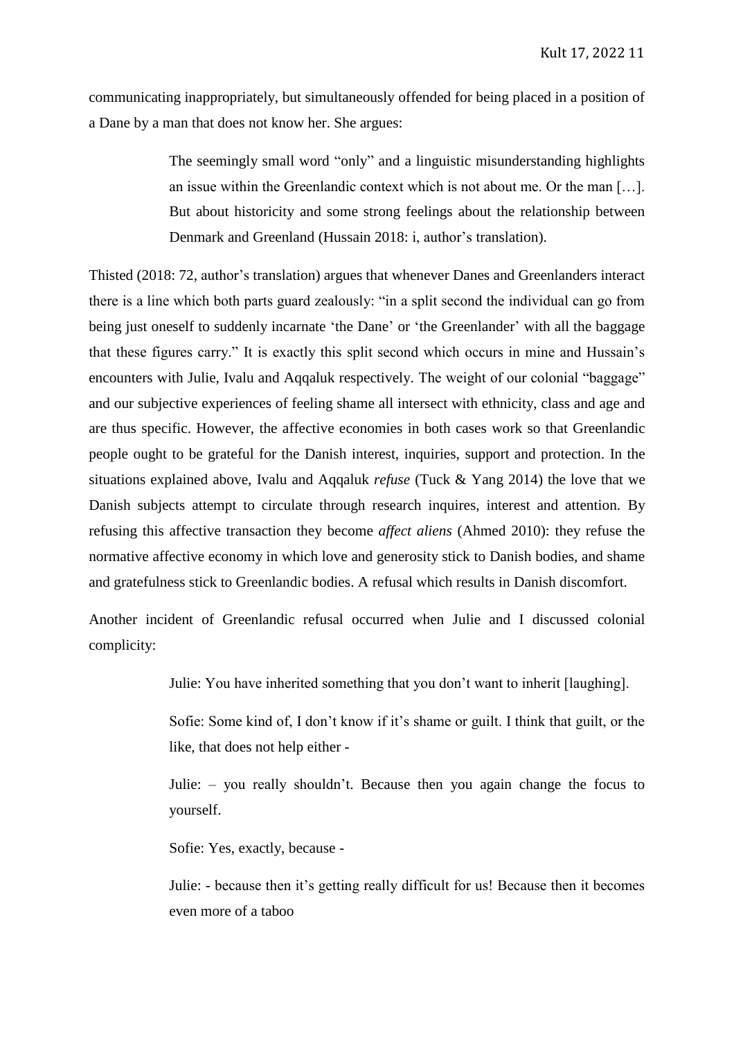communicating inappropriately, but simultaneously offended for being placed in a position of a Dane by a man that does not know her. She argues:

> The seemingly small word "only" and a linguistic misunderstanding highlights an issue within the Greenlandic context which is not about me. Or the man […]. But about historicity and some strong feelings about the relationship between Denmark and Greenland (Hussain 2018: i, author's translation).

Thisted (2018: 72, author's translation) argues that whenever Danes and Greenlanders interact there is a line which both parts guard zealously: "in a split second the individual can go from being just oneself to suddenly incarnate 'the Dane' or 'the Greenlander' with all the baggage that these figures carry." It is exactly this split second which occurs in mine and Hussain's encounters with Julie, Ivalu and Aqqaluk respectively. The weight of our colonial "baggage" and our subjective experiences of feeling shame all intersect with ethnicity, class and age and are thus specific. However, the affective economies in both cases work so that Greenlandic people ought to be grateful for the Danish interest, inquiries, support and protection. In the situations explained above, Ivalu and Aqqaluk *refuse* (Tuck & Yang 2014) the love that we Danish subjects attempt to circulate through research inquires, interest and attention. By refusing this affective transaction they become *affect aliens* (Ahmed 2010): they refuse the normative affective economy in which love and generosity stick to Danish bodies, and shame and gratefulness stick to Greenlandic bodies. A refusal which results in Danish discomfort.

Another incident of Greenlandic refusal occurred when Julie and I discussed colonial complicity:

> Julie: You have inherited something that you don't want to inherit [laughing].
>
> Sofie: Some kind of, I don't know if it's shame or guilt. I think that guilt, or the like, that does not help either -
>
> Julie: – you really shouldn't. Because then you again change the focus to yourself.
>
> Sofie: Yes, exactly, because -
>
> Julie: - because then it's getting really difficult for us! Because then it becomes even more of a taboo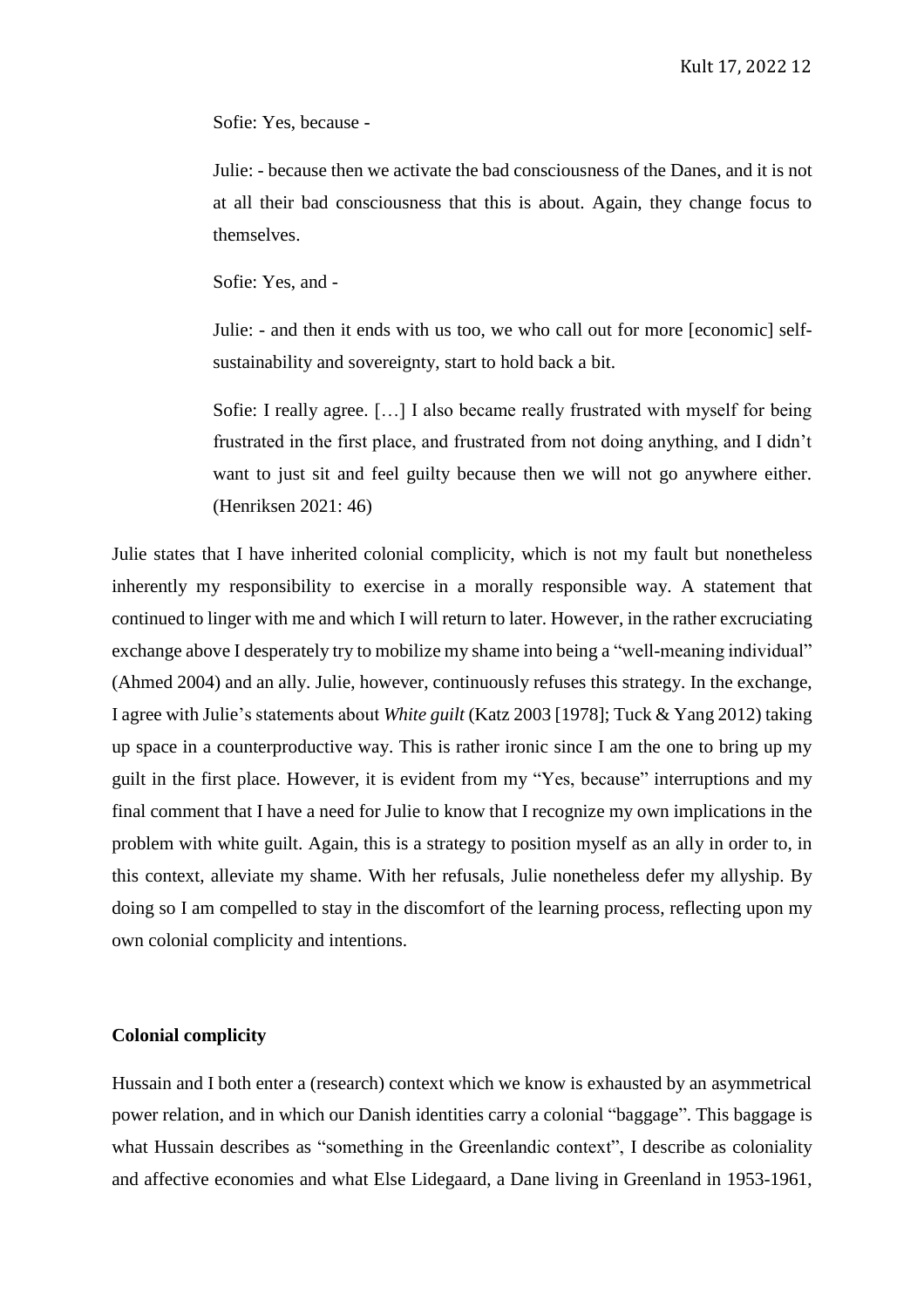> Sofie: Yes, because -
>
> Julie: - because then we activate the bad consciousness of the Danes, and it is not at all their bad consciousness that this is about. Again, they change focus to themselves.
>
> Sofie: Yes, and -
>
> Julie: - and then it ends with us too, we who call out for more [economic] self-sustainability and sovereignty, start to hold back a bit.
>
> Sofie: I really agree. […] I also became really frustrated with myself for being frustrated in the first place, and frustrated from not doing anything, and I didn't want to just sit and feel guilty because then we will not go anywhere either. (Henriksen 2021: 46)

Julie states that I have inherited colonial complicity, which is not my fault but nonetheless inherently my responsibility to exercise in a morally responsible way. A statement that continued to linger with me and which I will return to later. However, in the rather excruciating exchange above I desperately try to mobilize my shame into being a "well-meaning individual" (Ahmed 2004) and an ally. Julie, however, continuously refuses this strategy. In the exchange, I agree with Julie's statements about *White guilt* (Katz 2003 [1978]; Tuck & Yang 2012) taking up space in a counterproductive way. This is rather ironic since I am the one to bring up my guilt in the first place. However, it is evident from my "Yes, because" interruptions and my final comment that I have a need for Julie to know that I recognize my own implications in the problem with white guilt. Again, this is a strategy to position myself as an ally in order to, in this context, alleviate my shame. With her refusals, Julie nonetheless defer my allyship. By doing so I am compelled to stay in the discomfort of the learning process, reflecting upon my own colonial complicity and intentions.

**Colonial complicity**

Hussain and I both enter a (research) context which we know is exhausted by an asymmetrical power relation, and in which our Danish identities carry a colonial "baggage". This baggage is what Hussain describes as "something in the Greenlandic context", I describe as coloniality and affective economies and what Else Lidegaard, a Dane living in Greenland in 1953-1961,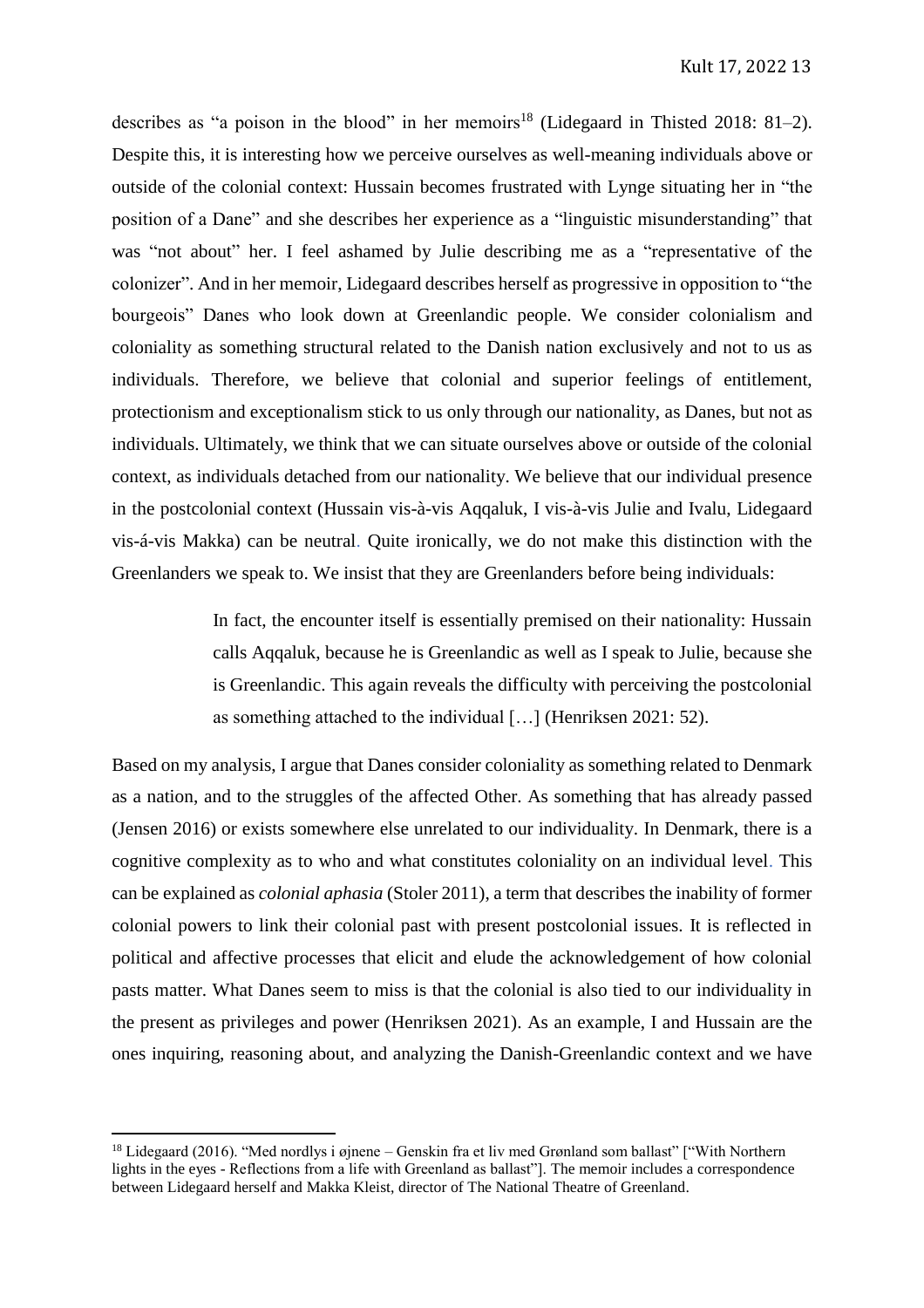describes as "a poison in the blood" in her memoirs[18] (Lidegaard in Thisted 2018: 81–2). Despite this, it is interesting how we perceive ourselves as well-meaning individuals above or outside of the colonial context: Hussain becomes frustrated with Lynge situating her in "the position of a Dane" and she describes her experience as a "linguistic misunderstanding" that was "not about" her. I feel ashamed by Julie describing me as a "representative of the colonizer". And in her memoir, Lidegaard describes herself as progressive in opposition to "the bourgeois" Danes who look down at Greenlandic people. We consider colonialism and coloniality as something structural related to the Danish nation exclusively and not to us as individuals. Therefore, we believe that colonial and superior feelings of entitlement, protectionism and exceptionalism stick to us only through our nationality, as Danes, but not as individuals. Ultimately, we think that we can situate ourselves above or outside of the colonial context, as individuals detached from our nationality. We believe that our individual presence in the postcolonial context (Hussain vis-à-vis Aqqaluk, I vis-à-vis Julie and Ivalu, Lidegaard vis-á-vis Makka) can be neutral. Quite ironically, we do not make this distinction with the Greenlanders we speak to. We insist that they are Greenlanders before being individuals:

> In fact, the encounter itself is essentially premised on their nationality: Hussain calls Aqqaluk, because he is Greenlandic as well as I speak to Julie, because she is Greenlandic. This again reveals the difficulty with perceiving the postcolonial as something attached to the individual […] (Henriksen 2021: 52).

Based on my analysis, I argue that Danes consider coloniality as something related to Denmark as a nation, and to the struggles of the affected Other. As something that has already passed (Jensen 2016) or exists somewhere else unrelated to our individuality. In Denmark, there is a cognitive complexity as to who and what constitutes coloniality on an individual level. This can be explained as *colonial aphasia* (Stoler 2011), a term that describes the inability of former colonial powers to link their colonial past with present postcolonial issues. It is reflected in political and affective processes that elicit and elude the acknowledgement of how colonial pasts matter. What Danes seem to miss is that the colonial is also tied to our individuality in the present as privileges and power (Henriksen 2021). As an example, I and Hussain are the ones inquiring, reasoning about, and analyzing the Danish-Greenlandic context and we have

[18] Lidegaard (2016). "Med nordlys i øjnene – Genskin fra et liv med Grønland som ballast" ["With Northern lights in the eyes - Reflections from a life with Greenland as ballast"]. The memoir includes a correspondence between Lidegaard herself and Makka Kleist, director of The National Theatre of Greenland.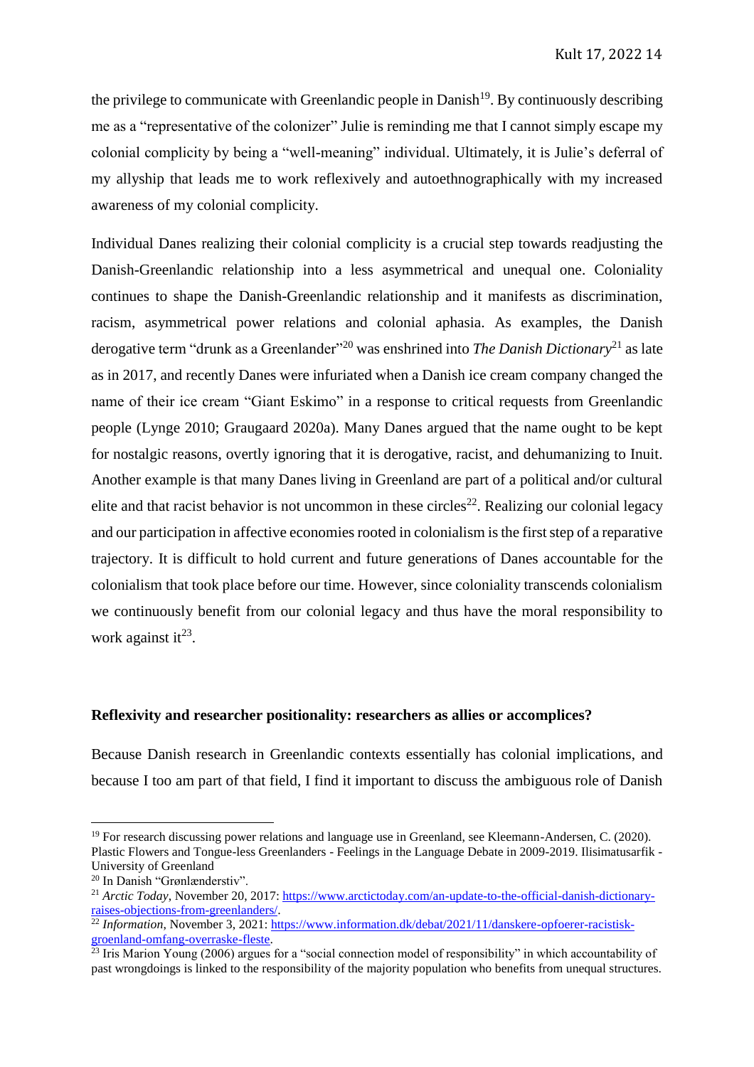the privilege to communicate with Greenlandic people in Danish[19]. By continuously describing me as a "representative of the colonizer" Julie is reminding me that I cannot simply escape my colonial complicity by being a "well-meaning" individual. Ultimately, it is Julie's deferral of my allyship that leads me to work reflexively and autoethnographically with my increased awareness of my colonial complicity.

Individual Danes realizing their colonial complicity is a crucial step towards readjusting the Danish-Greenlandic relationship into a less asymmetrical and unequal one. Coloniality continues to shape the Danish-Greenlandic relationship and it manifests as discrimination, racism, asymmetrical power relations and colonial aphasia. As examples, the Danish derogative term "drunk as a Greenlander"[20] was enshrined into *The Danish Dictionary*[21] as late as in 2017, and recently Danes were infuriated when a Danish ice cream company changed the name of their ice cream "Giant Eskimo" in a response to critical requests from Greenlandic people (Lynge 2010; Graugaard 2020a). Many Danes argued that the name ought to be kept for nostalgic reasons, overtly ignoring that it is derogative, racist, and dehumanizing to Inuit. Another example is that many Danes living in Greenland are part of a political and/or cultural elite and that racist behavior is not uncommon in these circles[22]. Realizing our colonial legacy and our participation in affective economies rooted in colonialism is the first step of a reparative trajectory. It is difficult to hold current and future generations of Danes accountable for the colonialism that took place before our time. However, since coloniality transcends colonialism we continuously benefit from our colonial legacy and thus have the moral responsibility to work against it[23].

## Reflexivity and researcher positionality: researchers as allies or accomplices?

Because Danish research in Greenlandic contexts essentially has colonial implications, and because I too am part of that field, I find it important to discuss the ambiguous role of Danish

---

[19] For research discussing power relations and language use in Greenland, see Kleemann-Andersen, C. (2020). Plastic Flowers and Tongue-less Greenlanders - Feelings in the Language Debate in 2009-2019. Ilisimatusarfik - University of Greenland

[20] In Danish "Grønlænderstiv".

[21] *Arctic Today*, November 20, 2017: https://www.arctictoday.com/an-update-to-the-official-danish-dictionary-raises-objections-from-greenlanders/.

[22] *Information*, November 3, 2021: https://www.information.dk/debat/2021/11/danskere-opfoerer-racistisk-groenland-omfang-overraske-fleste.

[23] Iris Marion Young (2006) argues for a "social connection model of responsibility" in which accountability of past wrongdoings is linked to the responsibility of the majority population who benefits from unequal structures.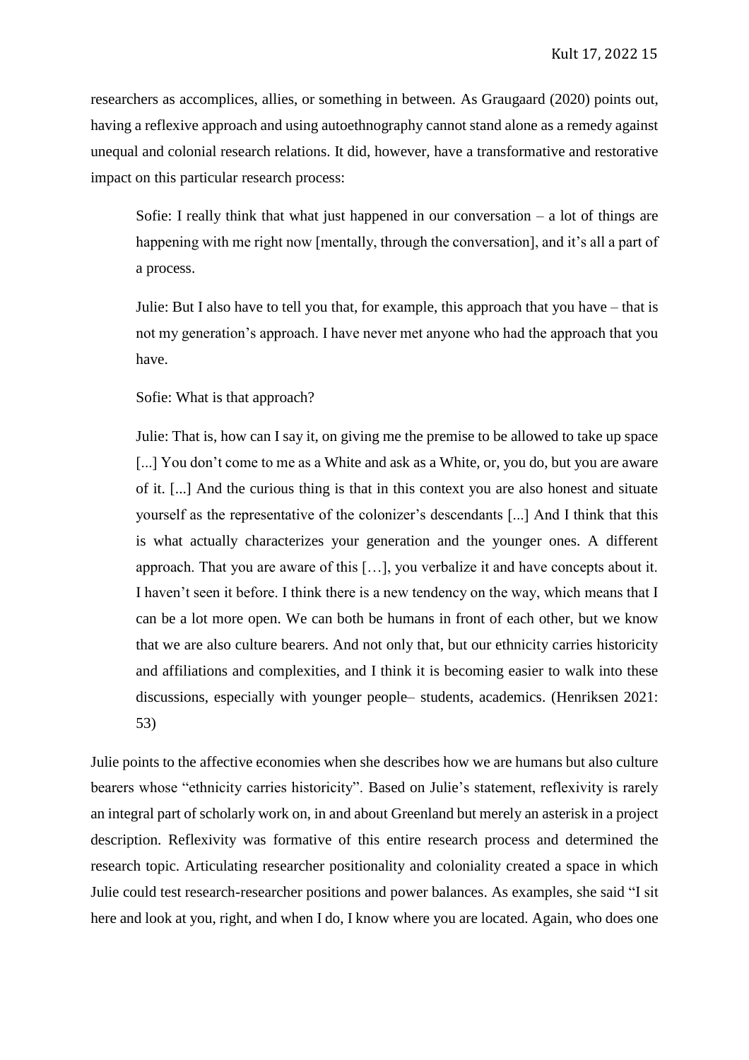researchers as accomplices, allies, or something in between. As Graugaard (2020) points out, having a reflexive approach and using autoethnography cannot stand alone as a remedy against unequal and colonial research relations. It did, however, have a transformative and restorative impact on this particular research process:

> Sofie: I really think that what just happened in our conversation – a lot of things are happening with me right now [mentally, through the conversation], and it's all a part of a process.
>
> Julie: But I also have to tell you that, for example, this approach that you have – that is not my generation's approach. I have never met anyone who had the approach that you have.
>
> Sofie: What is that approach?
>
> Julie: That is, how can I say it, on giving me the premise to be allowed to take up space [...] You don't come to me as a White and ask as a White, or, you do, but you are aware of it. [...] And the curious thing is that in this context you are also honest and situate yourself as the representative of the colonizer's descendants [...] And I think that this is what actually characterizes your generation and the younger ones. A different approach. That you are aware of this […], you verbalize it and have concepts about it. I haven't seen it before. I think there is a new tendency on the way, which means that I can be a lot more open. We can both be humans in front of each other, but we know that we are also culture bearers. And not only that, but our ethnicity carries historicity and affiliations and complexities, and I think it is becoming easier to walk into these discussions, especially with younger people– students, academics. (Henriksen 2021: 53)

Julie points to the affective economies when she describes how we are humans but also culture bearers whose "ethnicity carries historicity". Based on Julie's statement, reflexivity is rarely an integral part of scholarly work on, in and about Greenland but merely an asterisk in a project description. Reflexivity was formative of this entire research process and determined the research topic. Articulating researcher positionality and coloniality created a space in which Julie could test research-researcher positions and power balances. As examples, she said "I sit here and look at you, right, and when I do, I know where you are located. Again, who does one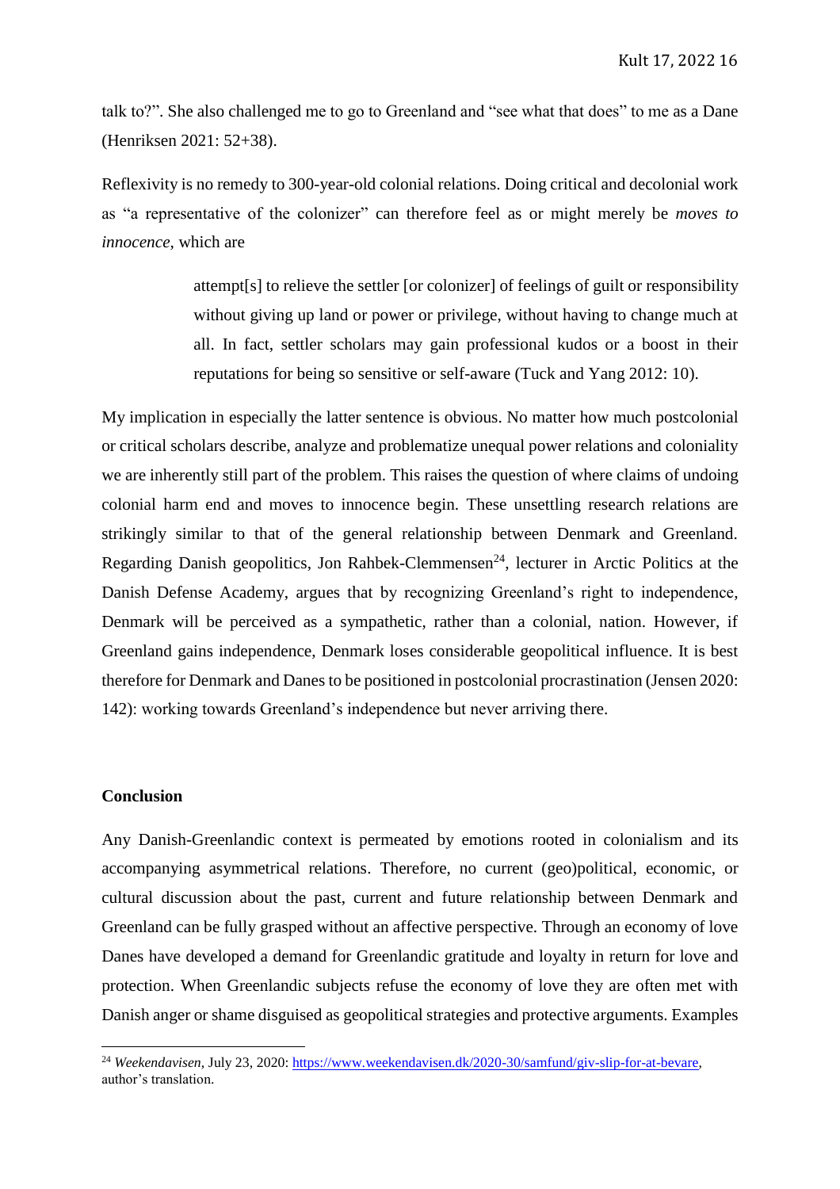talk to?". She also challenged me to go to Greenland and "see what that does" to me as a Dane (Henriksen 2021: 52+38).

Reflexivity is no remedy to 300-year-old colonial relations. Doing critical and decolonial work as "a representative of the colonizer" can therefore feel as or might merely be *moves to innocence*, which are

> attempt[s] to relieve the settler [or colonizer] of feelings of guilt or responsibility without giving up land or power or privilege, without having to change much at all. In fact, settler scholars may gain professional kudos or a boost in their reputations for being so sensitive or self-aware (Tuck and Yang 2012: 10).

My implication in especially the latter sentence is obvious. No matter how much postcolonial or critical scholars describe, analyze and problematize unequal power relations and coloniality we are inherently still part of the problem. This raises the question of where claims of undoing colonial harm end and moves to innocence begin. These unsettling research relations are strikingly similar to that of the general relationship between Denmark and Greenland. Regarding Danish geopolitics, Jon Rahbek-Clemmensen[24], lecturer in Arctic Politics at the Danish Defense Academy, argues that by recognizing Greenland's right to independence, Denmark will be perceived as a sympathetic, rather than a colonial, nation. However, if Greenland gains independence, Denmark loses considerable geopolitical influence. It is best therefore for Denmark and Danes to be positioned in postcolonial procrastination (Jensen 2020: 142): working towards Greenland's independence but never arriving there.

## Conclusion

Any Danish-Greenlandic context is permeated by emotions rooted in colonialism and its accompanying asymmetrical relations. Therefore, no current (geo)political, economic, or cultural discussion about the past, current and future relationship between Denmark and Greenland can be fully grasped without an affective perspective. Through an economy of love Danes have developed a demand for Greenlandic gratitude and loyalty in return for love and protection. When Greenlandic subjects refuse the economy of love they are often met with Danish anger or shame disguised as geopolitical strategies and protective arguments. Examples

[24] *Weekendavisen*, July 23, 2020: https://www.weekendavisen.dk/2020-30/samfund/giv-slip-for-at-bevare, author's translation.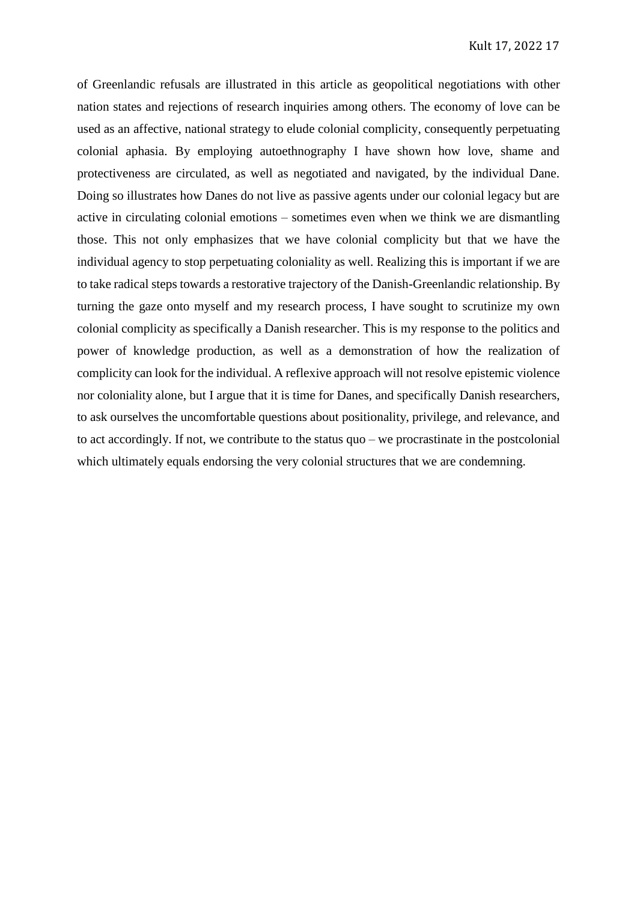of Greenlandic refusals are illustrated in this article as geopolitical negotiations with other nation states and rejections of research inquiries among others. The economy of love can be used as an affective, national strategy to elude colonial complicity, consequently perpetuating colonial aphasia. By employing autoethnography I have shown how love, shame and protectiveness are circulated, as well as negotiated and navigated, by the individual Dane. Doing so illustrates how Danes do not live as passive agents under our colonial legacy but are active in circulating colonial emotions – sometimes even when we think we are dismantling those. This not only emphasizes that we have colonial complicity but that we have the individual agency to stop perpetuating coloniality as well. Realizing this is important if we are to take radical steps towards a restorative trajectory of the Danish-Greenlandic relationship. By turning the gaze onto myself and my research process, I have sought to scrutinize my own colonial complicity as specifically a Danish researcher. This is my response to the politics and power of knowledge production, as well as a demonstration of how the realization of complicity can look for the individual. A reflexive approach will not resolve epistemic violence nor coloniality alone, but I argue that it is time for Danes, and specifically Danish researchers, to ask ourselves the uncomfortable questions about positionality, privilege, and relevance, and to act accordingly. If not, we contribute to the status quo – we procrastinate in the postcolonial which ultimately equals endorsing the very colonial structures that we are condemning.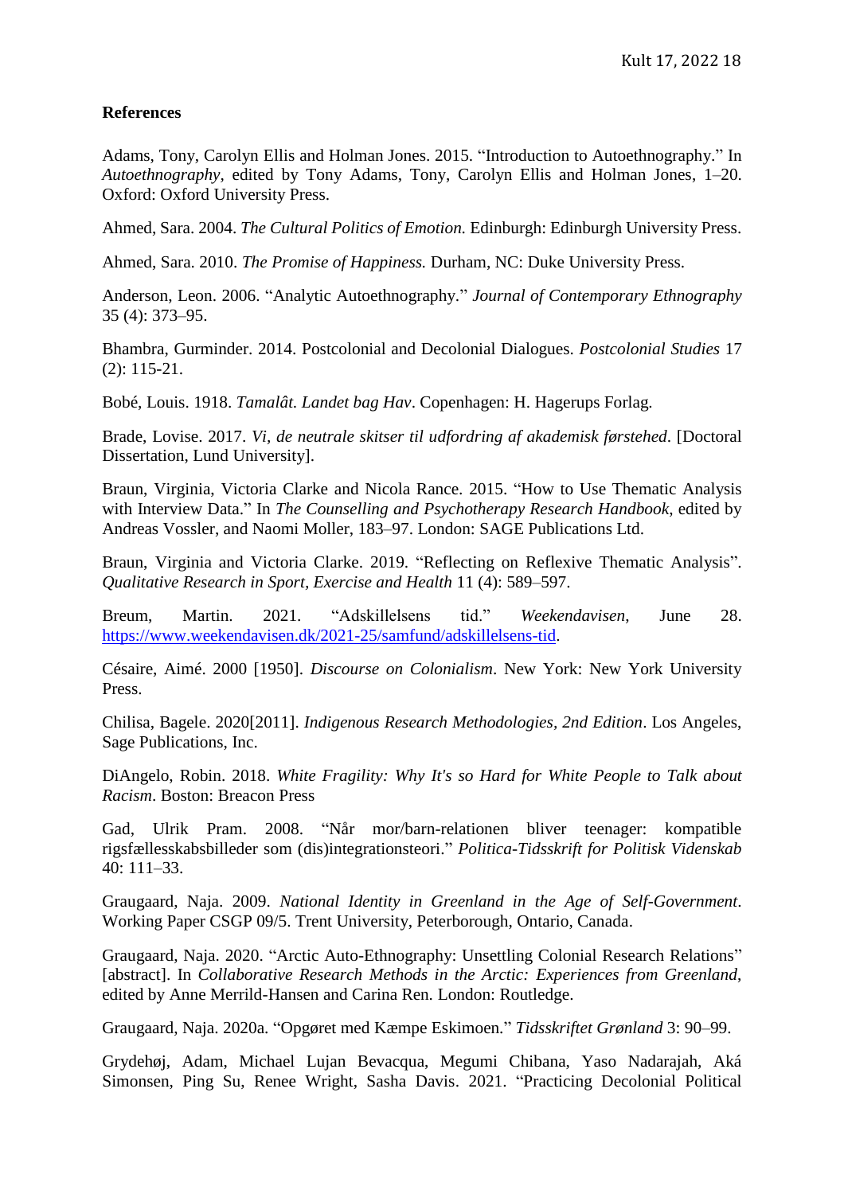**References**

Adams, Tony, Carolyn Ellis and Holman Jones. 2015. "Introduction to Autoethnography." In *Autoethnography*, edited by Tony Adams, Tony, Carolyn Ellis and Holman Jones, 1–20. Oxford: Oxford University Press.

Ahmed, Sara. 2004. *The Cultural Politics of Emotion.* Edinburgh: Edinburgh University Press.

Ahmed, Sara. 2010. *The Promise of Happiness.* Durham, NC: Duke University Press.

Anderson, Leon. 2006. "Analytic Autoethnography." *Journal of Contemporary Ethnography* 35 (4): 373–95.

Bhambra, Gurminder. 2014. Postcolonial and Decolonial Dialogues. *Postcolonial Studies* 17 (2): 115-21.

Bobé, Louis. 1918. *Tamalât. Landet bag Hav*. Copenhagen: H. Hagerups Forlag.

Brade, Lovise. 2017. *Vi, de neutrale skitser til udfordring af akademisk førstehed*. [Doctoral Dissertation, Lund University].

Braun, Virginia, Victoria Clarke and Nicola Rance. 2015. "How to Use Thematic Analysis with Interview Data." In *The Counselling and Psychotherapy Research Handbook*, edited by Andreas Vossler, and Naomi Moller, 183–97. London: SAGE Publications Ltd.

Braun, Virginia and Victoria Clarke. 2019. "Reflecting on Reflexive Thematic Analysis". *Qualitative Research in Sport, Exercise and Health* 11 (4): 589–597.

Breum, Martin. 2021. "Adskillelsens tid." *Weekendavisen*, June 28. https://www.weekendavisen.dk/2021-25/samfund/adskillelsens-tid.

Césaire, Aimé. 2000 [1950]. *Discourse on Colonialism*. New York: New York University Press.

Chilisa, Bagele. 2020[2011]. *Indigenous Research Methodologies, 2nd Edition*. Los Angeles, Sage Publications, Inc.

DiAngelo, Robin. 2018. *White Fragility: Why It's so Hard for White People to Talk about Racism*. Boston: Breacon Press

Gad, Ulrik Pram. 2008. "Når mor/barn-relationen bliver teenager: kompatible rigsfællesskabsbilleder som (dis)integrationsteori." *Politica-Tidsskrift for Politisk Videnskab* 40: 111–33.

Graugaard, Naja. 2009. *National Identity in Greenland in the Age of Self-Government*. Working Paper CSGP 09/5. Trent University, Peterborough, Ontario, Canada.

Graugaard, Naja. 2020. "Arctic Auto-Ethnography: Unsettling Colonial Research Relations" [abstract]. In *Collaborative Research Methods in the Arctic: Experiences from Greenland*, edited by Anne Merrild-Hansen and Carina Ren. London: Routledge.

Graugaard, Naja. 2020a. "Opgøret med Kæmpe Eskimoen." *Tidsskriftet Grønland* 3: 90–99.

Grydehøj, Adam, Michael Lujan Bevacqua, Megumi Chibana, Yaso Nadarajah, Aká Simonsen, Ping Su, Renee Wright, Sasha Davis. 2021. "Practicing Decolonial Political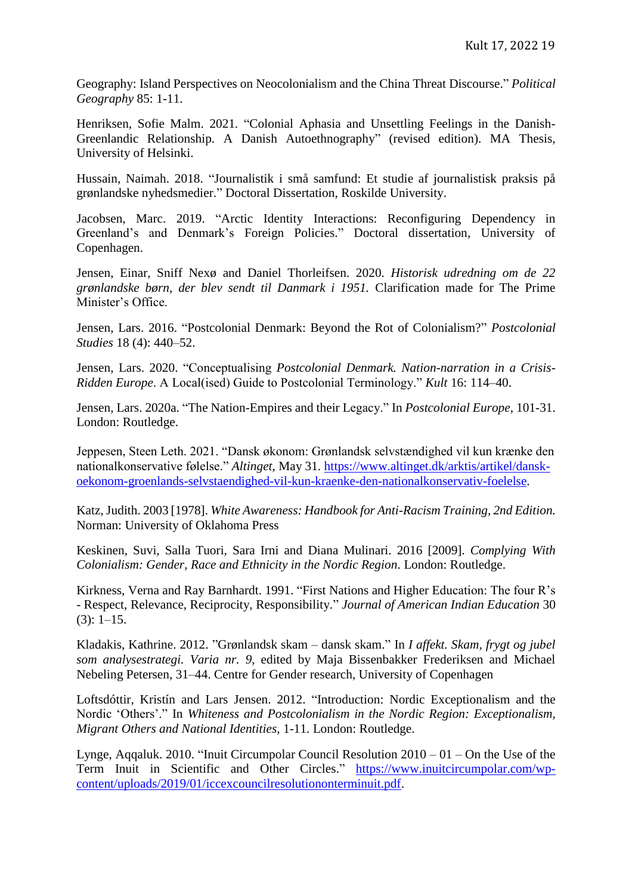Geography: Island Perspectives on Neocolonialism and the China Threat Discourse." *Political Geography* 85: 1-11.

Henriksen, Sofie Malm. 2021. "Colonial Aphasia and Unsettling Feelings in the Danish-Greenlandic Relationship. A Danish Autoethnography" (revised edition). MA Thesis, University of Helsinki.

Hussain, Naimah. 2018. "Journalistik i små samfund: Et studie af journalistisk praksis på grønlandske nyhedsmedier." Doctoral Dissertation, Roskilde University.

Jacobsen, Marc. 2019. "Arctic Identity Interactions: Reconfiguring Dependency in Greenland's and Denmark's Foreign Policies." Doctoral dissertation, University of Copenhagen.

Jensen, Einar, Sniff Nexø and Daniel Thorleifsen. 2020. *Historisk udredning om de 22 grønlandske børn, der blev sendt til Danmark i 1951.* Clarification made for The Prime Minister's Office.

Jensen, Lars. 2016. "Postcolonial Denmark: Beyond the Rot of Colonialism?" *Postcolonial Studies* 18 (4): 440–52.

Jensen, Lars. 2020. "Conceptualising *Postcolonial Denmark. Nation-narration in a Crisis-Ridden Europe*. A Local(ised) Guide to Postcolonial Terminology." *Kult* 16: 114–40.

Jensen, Lars. 2020a. "The Nation-Empires and their Legacy." In *Postcolonial Europe*, 101-31. London: Routledge.

Jeppesen, Steen Leth. 2021. "Dansk økonom: Grønlandsk selvstændighed vil kun krænke den nationalkonservative følelse." *Altinget*, May 31. https://www.altinget.dk/arktis/artikel/dansk-oekonom-groenlands-selvstaendighed-vil-kun-kraenke-den-nationalkonservativ-foelelse.

Katz, Judith. 2003 [1978]. *White Awareness: Handbook for Anti-Racism Training, 2nd Edition.* Norman: University of Oklahoma Press

Keskinen, Suvi, Salla Tuori, Sara Irni and Diana Mulinari. 2016 [2009]. *Complying With Colonialism: Gender, Race and Ethnicity in the Nordic Region*. London: Routledge.

Kirkness, Verna and Ray Barnhardt. 1991. "First Nations and Higher Education: The four R's - Respect, Relevance, Reciprocity, Responsibility." *Journal of American Indian Education* 30 (3): 1–15.

Kladakis, Kathrine. 2012. "Grønlandsk skam – dansk skam." In *I affekt. Skam, frygt og jubel som analysestrategi. Varia nr. 9,* edited by Maja Bissenbakker Frederiksen and Michael Nebeling Petersen, 31–44. Centre for Gender research, University of Copenhagen

Loftsdóttir, Kristín and Lars Jensen. 2012. "Introduction: Nordic Exceptionalism and the Nordic 'Others'." In *Whiteness and Postcolonialism in the Nordic Region: Exceptionalism, Migrant Others and National Identities*, 1-11. London: Routledge.

Lynge, Aqqaluk. 2010. "Inuit Circumpolar Council Resolution 2010 – 01 – On the Use of the Term Inuit in Scientific and Other Circles." https://www.inuitcircumpolar.com/wp-content/uploads/2019/01/iccexcouncilresolutiononterminuit.pdf.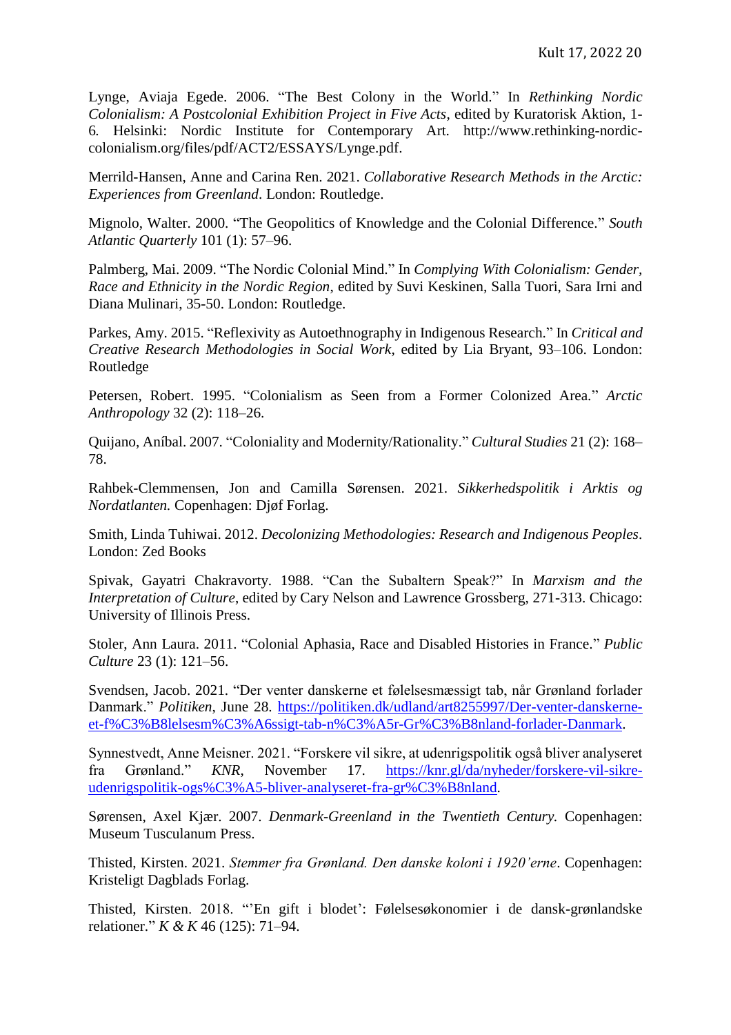Lynge, Aviaja Egede. 2006. "The Best Colony in the World." In *Rethinking Nordic Colonialism: A Postcolonial Exhibition Project in Five Acts*, edited by Kuratorisk Aktion, 1-6. Helsinki: Nordic Institute for Contemporary Art. http://www.rethinking-nordic-colonialism.org/files/pdf/ACT2/ESSAYS/Lynge.pdf.

Merrild-Hansen, Anne and Carina Ren. 2021. *Collaborative Research Methods in the Arctic: Experiences from Greenland*. London: Routledge.

Mignolo, Walter. 2000. "The Geopolitics of Knowledge and the Colonial Difference." *South Atlantic Quarterly* 101 (1): 57–96.

Palmberg, Mai. 2009. "The Nordic Colonial Mind." In *Complying With Colonialism: Gender, Race and Ethnicity in the Nordic Region*, edited by Suvi Keskinen, Salla Tuori, Sara Irni and Diana Mulinari, 35-50. London: Routledge.

Parkes, Amy. 2015. "Reflexivity as Autoethnography in Indigenous Research." In *Critical and Creative Research Methodologies in Social Work*, edited by Lia Bryant, 93–106. London: Routledge

Petersen, Robert. 1995. "Colonialism as Seen from a Former Colonized Area." *Arctic Anthropology* 32 (2): 118–26.

Quijano, Aníbal. 2007. "Coloniality and Modernity/Rationality." *Cultural Studies* 21 (2): 168–78.

Rahbek-Clemmensen, Jon and Camilla Sørensen. 2021. *Sikkerhedspolitik i Arktis og Nordatlanten.* Copenhagen: Djøf Forlag.

Smith, Linda Tuhiwai. 2012. *Decolonizing Methodologies: Research and Indigenous Peoples*. London: Zed Books

Spivak, Gayatri Chakravorty. 1988. "Can the Subaltern Speak?" In *Marxism and the Interpretation of Culture*, edited by Cary Nelson and Lawrence Grossberg, 271-313. Chicago: University of Illinois Press.

Stoler, Ann Laura. 2011. "Colonial Aphasia, Race and Disabled Histories in France." *Public Culture* 23 (1): 121–56.

Svendsen, Jacob. 2021. "Der venter danskerne et følelsesmæssigt tab, når Grønland forlader Danmark." *Politiken*, June 28. https://politiken.dk/udland/art8255997/Der-venter-danskerne-et-f%C3%B8lelsesm%C3%A6ssigt-tab-n%C3%A5r-Gr%C3%B8nland-forlader-Danmark.

Synnestvedt, Anne Meisner. 2021. "Forskere vil sikre, at udenrigspolitik også bliver analyseret fra Grønland." *KNR*, November 17. https://knr.gl/da/nyheder/forskere-vil-sikre-udenrigspolitik-ogs%C3%A5-bliver-analyseret-fra-gr%C3%B8nland.

Sørensen, Axel Kjær. 2007. *Denmark-Greenland in the Twentieth Century.* Copenhagen: Museum Tusculanum Press.

Thisted, Kirsten. 2021. *Stemmer fra Grønland. Den danske koloni i 1920'erne*. Copenhagen: Kristeligt Dagblads Forlag.

Thisted, Kirsten. 2018. "'En gift i blodet': Følelsesøkonomier i de dansk-grønlandske relationer." *K & K* 46 (125): 71–94.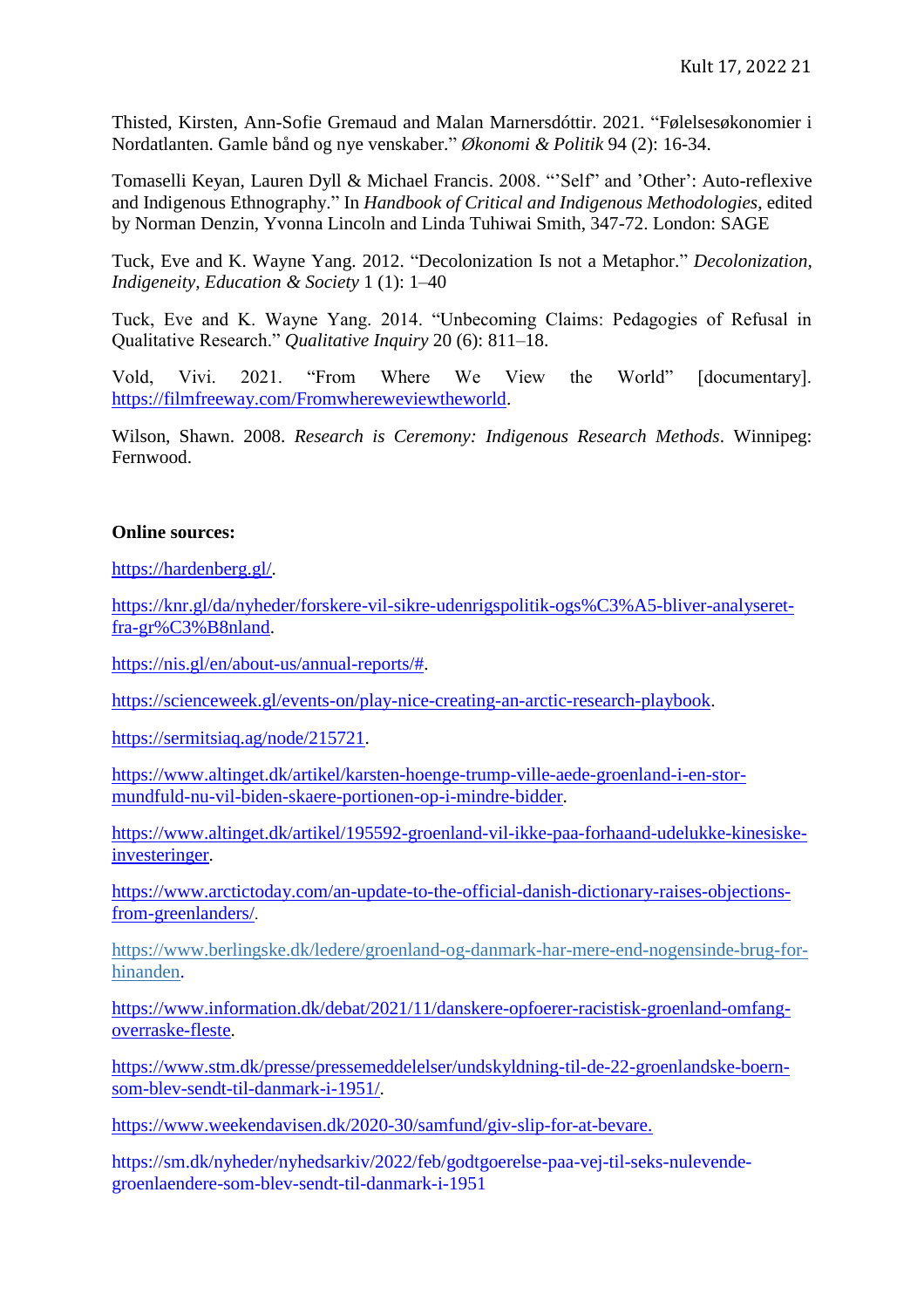Thisted, Kirsten, Ann-Sofie Gremaud and Malan Marnersdóttir. 2021. "Følelsesøkonomier i Nordatlanten. Gamle bånd og nye venskaber." *Økonomi & Politik* 94 (2): 16-34.

Tomaselli Keyan, Lauren Dyll & Michael Francis. 2008. "'Self" and 'Other': Auto-reflexive and Indigenous Ethnography." In *Handbook of Critical and Indigenous Methodologies*, edited by Norman Denzin, Yvonna Lincoln and Linda Tuhiwai Smith, 347-72. London: SAGE

Tuck, Eve and K. Wayne Yang. 2012. "Decolonization Is not a Metaphor." *Decolonization, Indigeneity, Education & Society* 1 (1): 1–40

Tuck, Eve and K. Wayne Yang. 2014. "Unbecoming Claims: Pedagogies of Refusal in Qualitative Research." *Qualitative Inquiry* 20 (6): 811–18.

Vold, Vivi. 2021. "From Where We View the World" [documentary]. https://filmfreeway.com/Fromwhereweviewtheworld.

Wilson, Shawn. 2008. *Research is Ceremony: Indigenous Research Methods*. Winnipeg: Fernwood.

**Online sources:**

https://hardenberg.gl/.

https://knr.gl/da/nyheder/forskere-vil-sikre-udenrigspolitik-ogs%C3%A5-bliver-analyseret-fra-gr%C3%B8nland.

https://nis.gl/en/about-us/annual-reports/#.

https://scienceweek.gl/events-on/play-nice-creating-an-arctic-research-playbook.

https://sermitsiaq.ag/node/215721.

https://www.altinget.dk/artikel/karsten-hoenge-trump-ville-aede-groenland-i-en-stor-mundfuld-nu-vil-biden-skaere-portionen-op-i-mindre-bidder.

https://www.altinget.dk/artikel/195592-groenland-vil-ikke-paa-forhaand-udelukke-kinesiske-investeringer.

https://www.arctictoday.com/an-update-to-the-official-danish-dictionary-raises-objections-from-greenlanders/.

https://www.berlingske.dk/ledere/groenland-og-danmark-har-mere-end-nogensinde-brug-for-hinanden.

https://www.information.dk/debat/2021/11/danskere-opfoerer-racistisk-groenland-omfang-overraske-fleste.

https://www.stm.dk/presse/pressemeddelelser/undskyldning-til-de-22-groenlandske-boern-som-blev-sendt-til-danmark-i-1951/.

https://www.weekendavisen.dk/2020-30/samfund/giv-slip-for-at-bevare.

https://sm.dk/nyheder/nyhedsarkiv/2022/feb/godtgoerelse-paa-vej-til-seks-nulevende-groenlaendere-som-blev-sendt-til-danmark-i-1951